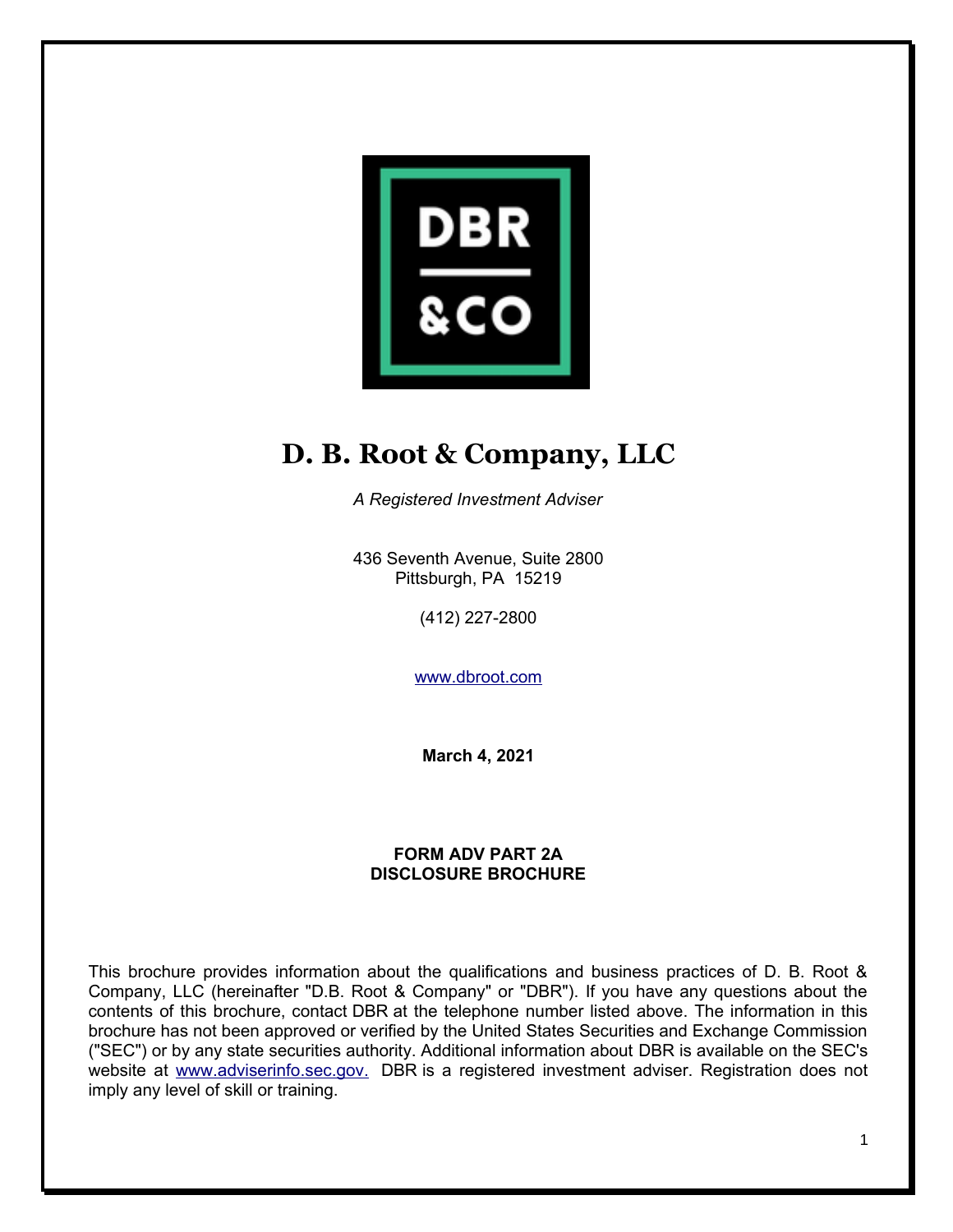# D. B. Root & Company, LLC

*A Registered Investment Adviser*

436 Seventh Avenue, Suite 2800
Pittsburgh, PA 15219

(412) 227-2800

www.dbroot.com

**March 4, 2021**

**FORM ADV PART 2A**
**DISCLOSURE BROCHURE**

This brochure provides information about the qualifications and business practices of D. B. Root & Company, LLC (hereinafter "D.B. Root & Company" or "DBR"). If you have any questions about the contents of this brochure, contact DBR at the telephone number listed above. The information in this brochure has not been approved or verified by the United States Securities and Exchange Commission ("SEC") or by any state securities authority. Additional information about DBR is available on the SEC's website at www.adviserinfo.sec.gov. DBR is a registered investment adviser. Registration does not imply any level of skill or training.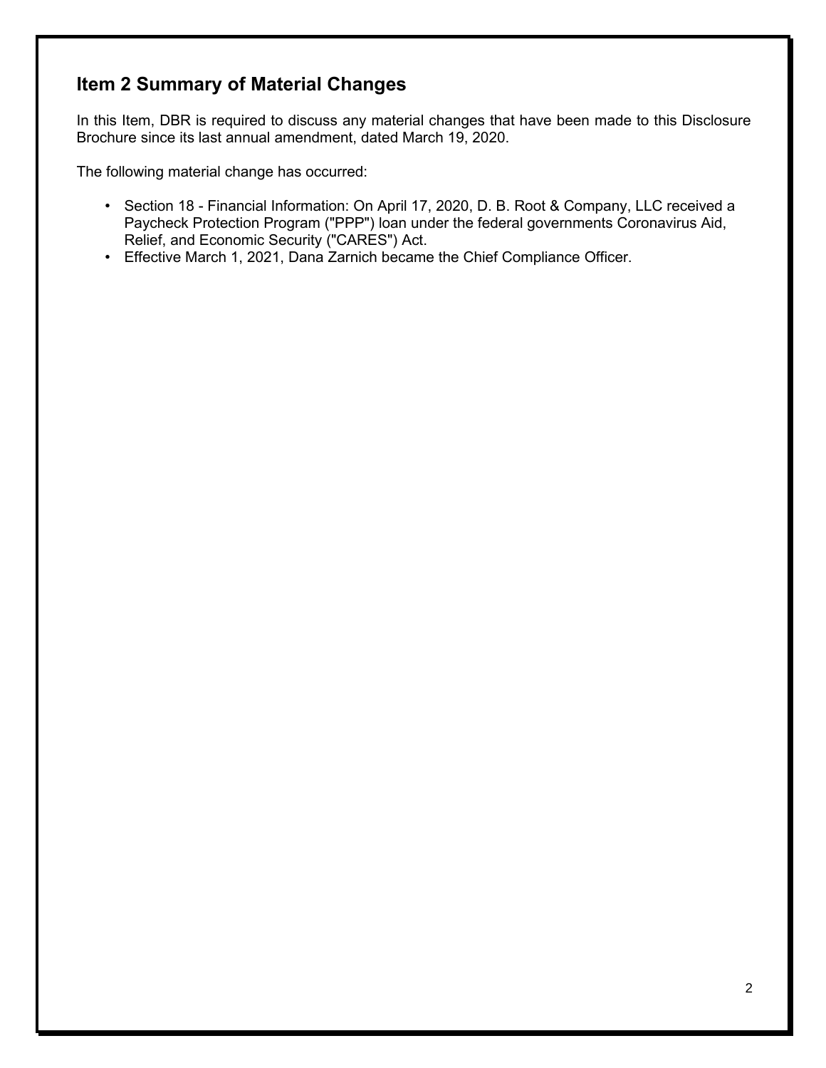## Item 2 Summary of Material Changes

In this Item, DBR is required to discuss any material changes that have been made to this Disclosure Brochure since its last annual amendment, dated March 19, 2020.

The following material change has occurred:

- Section 18 - Financial Information: On April 17, 2020, D. B. Root & Company, LLC received a Paycheck Protection Program ("PPP") loan under the federal governments Coronavirus Aid, Relief, and Economic Security ("CARES") Act.
- Effective March 1, 2021, Dana Zarnich became the Chief Compliance Officer.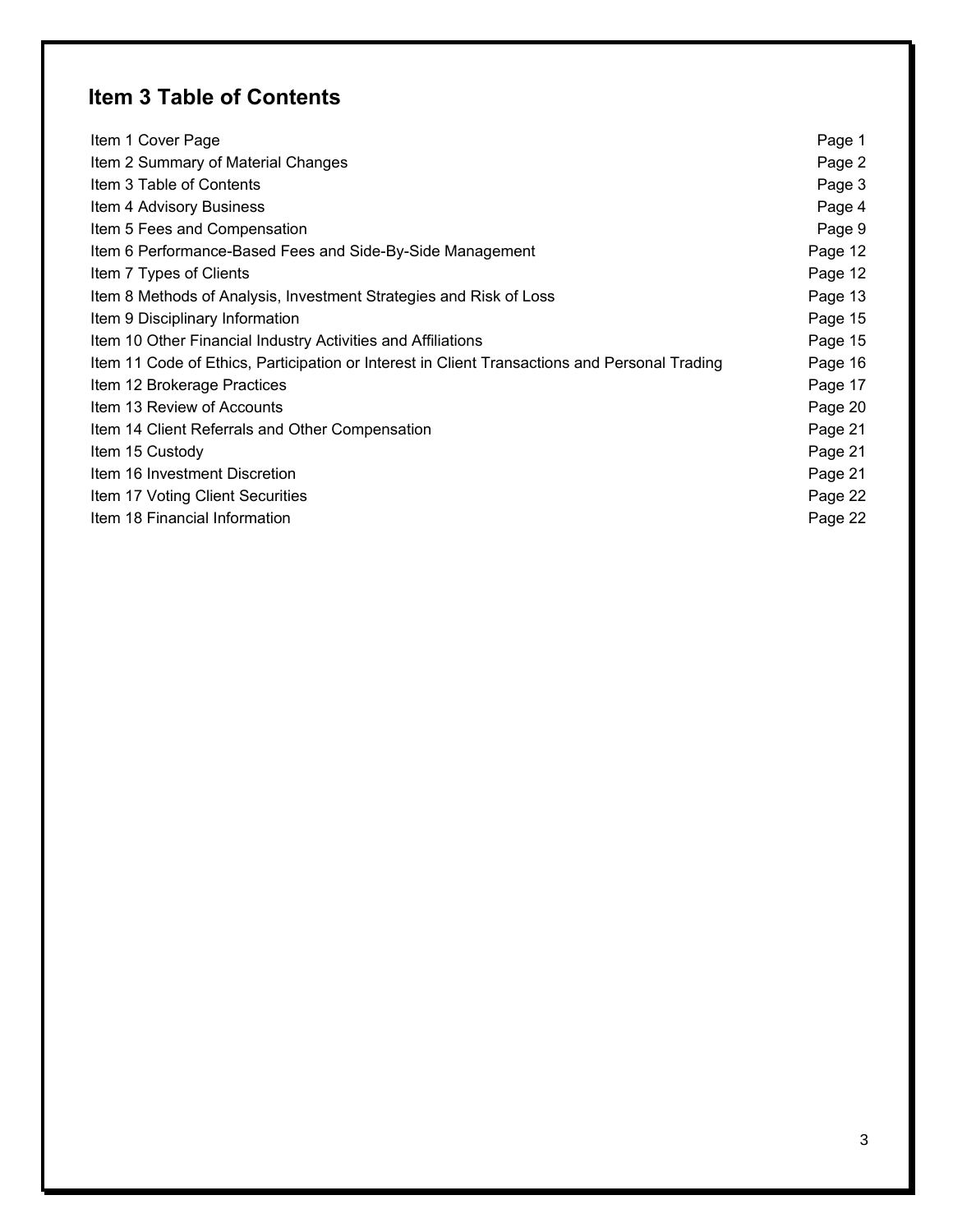## Item 3 Table of Contents

| | |
|---|---|
| Item 1 Cover Page | Page 1 |
| Item 2 Summary of Material Changes | Page 2 |
| Item 3 Table of Contents | Page 3 |
| Item 4 Advisory Business | Page 4 |
| Item 5 Fees and Compensation | Page 9 |
| Item 6 Performance-Based Fees and Side-By-Side Management | Page 12 |
| Item 7 Types of Clients | Page 12 |
| Item 8 Methods of Analysis, Investment Strategies and Risk of Loss | Page 13 |
| Item 9 Disciplinary Information | Page 15 |
| Item 10 Other Financial Industry Activities and Affiliations | Page 15 |
| Item 11 Code of Ethics, Participation or Interest in Client Transactions and Personal Trading | Page 16 |
| Item 12 Brokerage Practices | Page 17 |
| Item 13 Review of Accounts | Page 20 |
| Item 14 Client Referrals and Other Compensation | Page 21 |
| Item 15 Custody | Page 21 |
| Item 16 Investment Discretion | Page 21 |
| Item 17 Voting Client Securities | Page 22 |
| Item 18 Financial Information | Page 22 |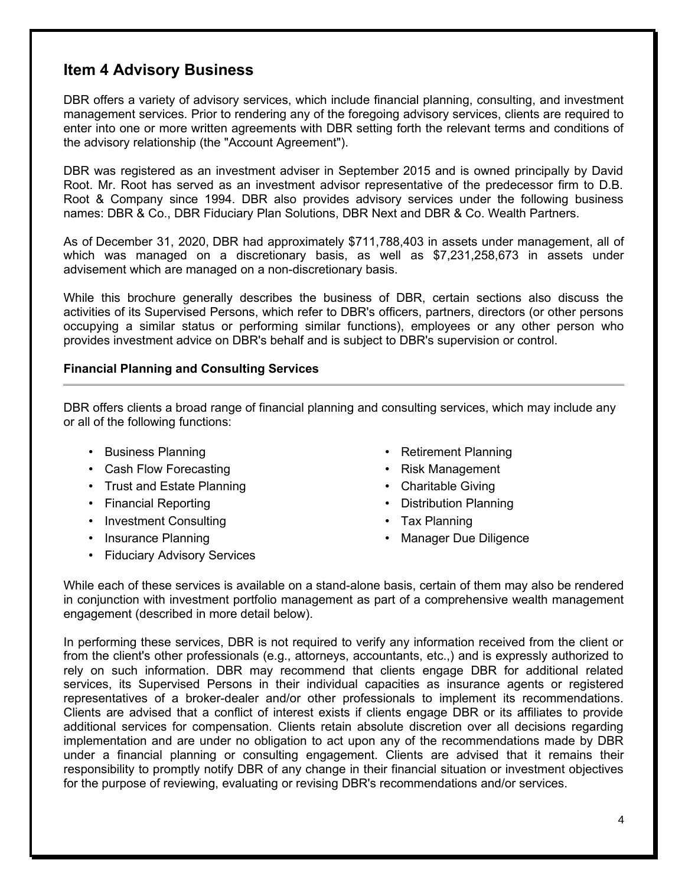## Item 4 Advisory Business

DBR offers a variety of advisory services, which include financial planning, consulting, and investment management services. Prior to rendering any of the foregoing advisory services, clients are required to enter into one or more written agreements with DBR setting forth the relevant terms and conditions of the advisory relationship (the "Account Agreement").

DBR was registered as an investment adviser in September 2015 and is owned principally by David Root. Mr. Root has served as an investment advisor representative of the predecessor firm to D.B. Root & Company since 1994. DBR also provides advisory services under the following business names: DBR & Co., DBR Fiduciary Plan Solutions, DBR Next and DBR & Co. Wealth Partners.

As of December 31, 2020, DBR had approximately $711,788,403 in assets under management, all of which was managed on a discretionary basis, as well as $7,231,258,673 in assets under advisement which are managed on a non-discretionary basis.

While this brochure generally describes the business of DBR, certain sections also discuss the activities of its Supervised Persons, which refer to DBR's officers, partners, directors (or other persons occupying a similar status or performing similar functions), employees or any other person who provides investment advice on DBR's behalf and is subject to DBR's supervision or control.

### Financial Planning and Consulting Services

DBR offers clients a broad range of financial planning and consulting services, which may include any or all of the following functions:

- Business Planning
- Cash Flow Forecasting
- Trust and Estate Planning
- Financial Reporting
- Investment Consulting
- Insurance Planning
- Fiduciary Advisory Services
- Retirement Planning
- Risk Management
- Charitable Giving
- Distribution Planning
- Tax Planning
- Manager Due Diligence

While each of these services is available on a stand-alone basis, certain of them may also be rendered in conjunction with investment portfolio management as part of a comprehensive wealth management engagement (described in more detail below).

In performing these services, DBR is not required to verify any information received from the client or from the client's other professionals (e.g., attorneys, accountants, etc.,) and is expressly authorized to rely on such information. DBR may recommend that clients engage DBR for additional related services, its Supervised Persons in their individual capacities as insurance agents or registered representatives of a broker-dealer and/or other professionals to implement its recommendations. Clients are advised that a conflict of interest exists if clients engage DBR or its affiliates to provide additional services for compensation. Clients retain absolute discretion over all decisions regarding implementation and are under no obligation to act upon any of the recommendations made by DBR under a financial planning or consulting engagement. Clients are advised that it remains their responsibility to promptly notify DBR of any change in their financial situation or investment objectives for the purpose of reviewing, evaluating or revising DBR's recommendations and/or services.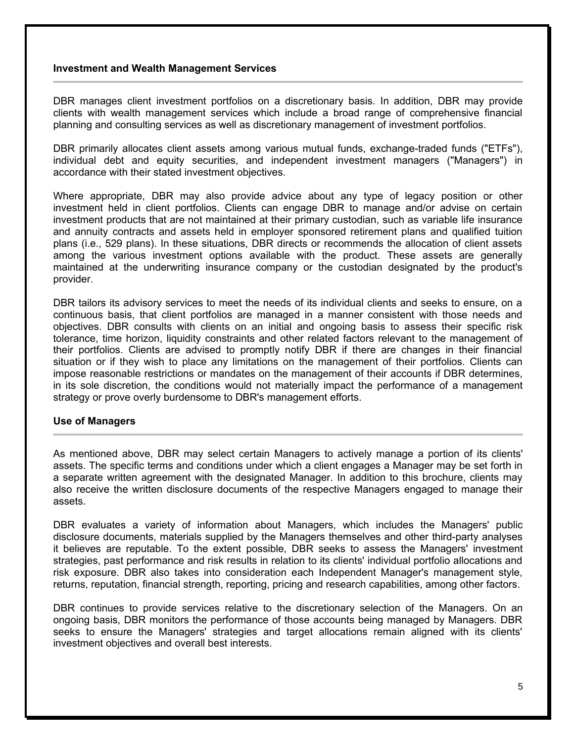## Investment and Wealth Management Services

DBR manages client investment portfolios on a discretionary basis. In addition, DBR may provide clients with wealth management services which include a broad range of comprehensive financial planning and consulting services as well as discretionary management of investment portfolios.

DBR primarily allocates client assets among various mutual funds, exchange-traded funds ("ETFs"), individual debt and equity securities, and independent investment managers ("Managers") in accordance with their stated investment objectives.

Where appropriate, DBR may also provide advice about any type of legacy position or other investment held in client portfolios. Clients can engage DBR to manage and/or advise on certain investment products that are not maintained at their primary custodian, such as variable life insurance and annuity contracts and assets held in employer sponsored retirement plans and qualified tuition plans (i.e., 529 plans). In these situations, DBR directs or recommends the allocation of client assets among the various investment options available with the product. These assets are generally maintained at the underwriting insurance company or the custodian designated by the product's provider.

DBR tailors its advisory services to meet the needs of its individual clients and seeks to ensure, on a continuous basis, that client portfolios are managed in a manner consistent with those needs and objectives. DBR consults with clients on an initial and ongoing basis to assess their specific risk tolerance, time horizon, liquidity constraints and other related factors relevant to the management of their portfolios. Clients are advised to promptly notify DBR if there are changes in their financial situation or if they wish to place any limitations on the management of their portfolios. Clients can impose reasonable restrictions or mandates on the management of their accounts if DBR determines, in its sole discretion, the conditions would not materially impact the performance of a management strategy or prove overly burdensome to DBR's management efforts.

## Use of Managers

As mentioned above, DBR may select certain Managers to actively manage a portion of its clients' assets. The specific terms and conditions under which a client engages a Manager may be set forth in a separate written agreement with the designated Manager. In addition to this brochure, clients may also receive the written disclosure documents of the respective Managers engaged to manage their assets.

DBR evaluates a variety of information about Managers, which includes the Managers' public disclosure documents, materials supplied by the Managers themselves and other third-party analyses it believes are reputable. To the extent possible, DBR seeks to assess the Managers' investment strategies, past performance and risk results in relation to its clients' individual portfolio allocations and risk exposure. DBR also takes into consideration each Independent Manager's management style, returns, reputation, financial strength, reporting, pricing and research capabilities, among other factors.

DBR continues to provide services relative to the discretionary selection of the Managers. On an ongoing basis, DBR monitors the performance of those accounts being managed by Managers. DBR seeks to ensure the Managers' strategies and target allocations remain aligned with its clients' investment objectives and overall best interests.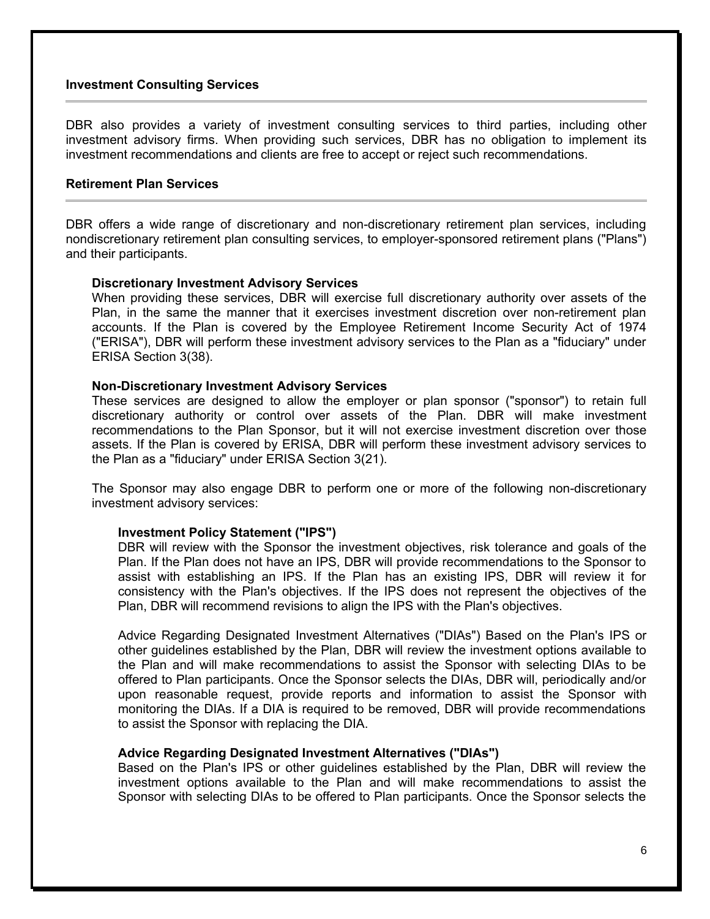## Investment Consulting Services

DBR also provides a variety of investment consulting services to third parties, including other investment advisory firms. When providing such services, DBR has no obligation to implement its investment recommendations and clients are free to accept or reject such recommendations.

## Retirement Plan Services

DBR offers a wide range of discretionary and non-discretionary retirement plan services, including nondiscretionary retirement plan consulting services, to employer-sponsored retirement plans ("Plans") and their participants.

### Discretionary Investment Advisory Services

When providing these services, DBR will exercise full discretionary authority over assets of the Plan, in the same the manner that it exercises investment discretion over non-retirement plan accounts. If the Plan is covered by the Employee Retirement Income Security Act of 1974 ("ERISA"), DBR will perform these investment advisory services to the Plan as a "fiduciary" under ERISA Section 3(38).

### Non-Discretionary Investment Advisory Services

These services are designed to allow the employer or plan sponsor ("sponsor") to retain full discretionary authority or control over assets of the Plan. DBR will make investment recommendations to the Plan Sponsor, but it will not exercise investment discretion over those assets. If the Plan is covered by ERISA, DBR will perform these investment advisory services to the Plan as a "fiduciary" under ERISA Section 3(21).

The Sponsor may also engage DBR to perform one or more of the following non-discretionary investment advisory services:

#### Investment Policy Statement ("IPS")

DBR will review with the Sponsor the investment objectives, risk tolerance and goals of the Plan. If the Plan does not have an IPS, DBR will provide recommendations to the Sponsor to assist with establishing an IPS. If the Plan has an existing IPS, DBR will review it for consistency with the Plan's objectives. If the IPS does not represent the objectives of the Plan, DBR will recommend revisions to align the IPS with the Plan's objectives.

Advice Regarding Designated Investment Alternatives ("DIAs") Based on the Plan's IPS or other guidelines established by the Plan, DBR will review the investment options available to the Plan and will make recommendations to assist the Sponsor with selecting DIAs to be offered to Plan participants. Once the Sponsor selects the DIAs, DBR will, periodically and/or upon reasonable request, provide reports and information to assist the Sponsor with monitoring the DIAs. If a DIA is required to be removed, DBR will provide recommendations to assist the Sponsor with replacing the DIA.

#### Advice Regarding Designated Investment Alternatives ("DIAs")

Based on the Plan's IPS or other guidelines established by the Plan, DBR will review the investment options available to the Plan and will make recommendations to assist the Sponsor with selecting DIAs to be offered to Plan participants. Once the Sponsor selects the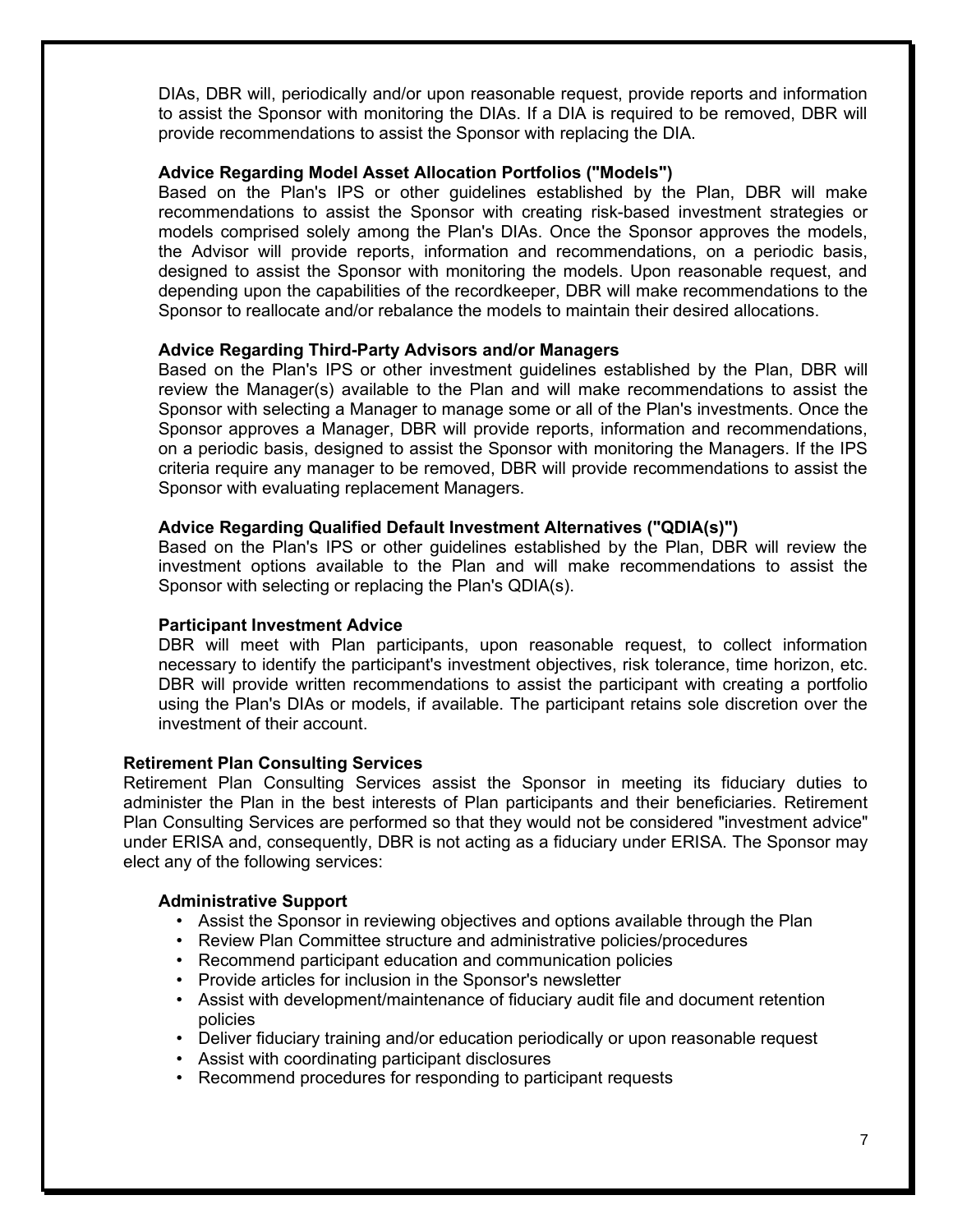DIAs, DBR will, periodically and/or upon reasonable request, provide reports and information to assist the Sponsor with monitoring the DIAs. If a DIA is required to be removed, DBR will provide recommendations to assist the Sponsor with replacing the DIA.

**Advice Regarding Model Asset Allocation Portfolios ("Models")**

Based on the Plan's IPS or other guidelines established by the Plan, DBR will make recommendations to assist the Sponsor with creating risk-based investment strategies or models comprised solely among the Plan's DIAs. Once the Sponsor approves the models, the Advisor will provide reports, information and recommendations, on a periodic basis, designed to assist the Sponsor with monitoring the models. Upon reasonable request, and depending upon the capabilities of the recordkeeper, DBR will make recommendations to the Sponsor to reallocate and/or rebalance the models to maintain their desired allocations.

**Advice Regarding Third-Party Advisors and/or Managers**

Based on the Plan's IPS or other investment guidelines established by the Plan, DBR will review the Manager(s) available to the Plan and will make recommendations to assist the Sponsor with selecting a Manager to manage some or all of the Plan's investments. Once the Sponsor approves a Manager, DBR will provide reports, information and recommendations, on a periodic basis, designed to assist the Sponsor with monitoring the Managers. If the IPS criteria require any manager to be removed, DBR will provide recommendations to assist the Sponsor with evaluating replacement Managers.

**Advice Regarding Qualified Default Investment Alternatives ("QDIA(s)")**

Based on the Plan's IPS or other guidelines established by the Plan, DBR will review the investment options available to the Plan and will make recommendations to assist the Sponsor with selecting or replacing the Plan's QDIA(s).

**Participant Investment Advice**

DBR will meet with Plan participants, upon reasonable request, to collect information necessary to identify the participant's investment objectives, risk tolerance, time horizon, etc. DBR will provide written recommendations to assist the participant with creating a portfolio using the Plan's DIAs or models, if available. The participant retains sole discretion over the investment of their account.

**Retirement Plan Consulting Services**

Retirement Plan Consulting Services assist the Sponsor in meeting its fiduciary duties to administer the Plan in the best interests of Plan participants and their beneficiaries. Retirement Plan Consulting Services are performed so that they would not be considered "investment advice" under ERISA and, consequently, DBR is not acting as a fiduciary under ERISA. The Sponsor may elect any of the following services:

**Administrative Support**

- Assist the Sponsor in reviewing objectives and options available through the Plan
- Review Plan Committee structure and administrative policies/procedures
- Recommend participant education and communication policies
- Provide articles for inclusion in the Sponsor's newsletter
- Assist with development/maintenance of fiduciary audit file and document retention policies
- Deliver fiduciary training and/or education periodically or upon reasonable request
- Assist with coordinating participant disclosures
- Recommend procedures for responding to participant requests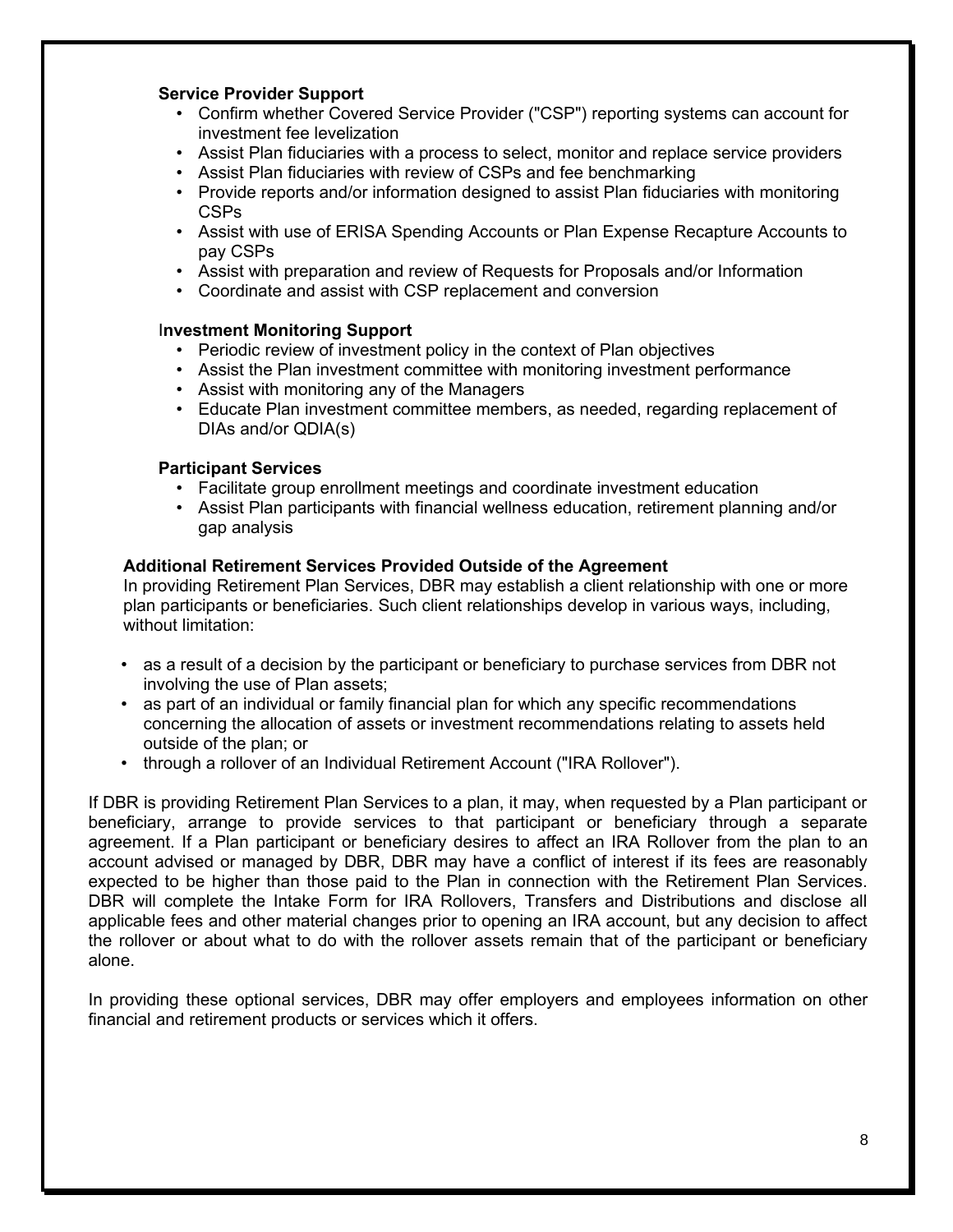**Service Provider Support**

- Confirm whether Covered Service Provider ("CSP") reporting systems can account for investment fee levelization
- Assist Plan fiduciaries with a process to select, monitor and replace service providers
- Assist Plan fiduciaries with review of CSPs and fee benchmarking
- Provide reports and/or information designed to assist Plan fiduciaries with monitoring CSPs
- Assist with use of ERISA Spending Accounts or Plan Expense Recapture Accounts to pay CSPs
- Assist with preparation and review of Requests for Proposals and/or Information
- Coordinate and assist with CSP replacement and conversion

I**nvestment Monitoring Support**

- Periodic review of investment policy in the context of Plan objectives
- Assist the Plan investment committee with monitoring investment performance
- Assist with monitoring any of the Managers
- Educate Plan investment committee members, as needed, regarding replacement of DIAs and/or QDIA(s)

**Participant Services**

- Facilitate group enrollment meetings and coordinate investment education
- Assist Plan participants with financial wellness education, retirement planning and/or gap analysis

**Additional Retirement Services Provided Outside of the Agreement**

In providing Retirement Plan Services, DBR may establish a client relationship with one or more plan participants or beneficiaries. Such client relationships develop in various ways, including, without limitation:

- as a result of a decision by the participant or beneficiary to purchase services from DBR not involving the use of Plan assets;
- as part of an individual or family financial plan for which any specific recommendations concerning the allocation of assets or investment recommendations relating to assets held outside of the plan; or
- through a rollover of an Individual Retirement Account ("IRA Rollover").

If DBR is providing Retirement Plan Services to a plan, it may, when requested by a Plan participant or beneficiary, arrange to provide services to that participant or beneficiary through a separate agreement. If a Plan participant or beneficiary desires to affect an IRA Rollover from the plan to an account advised or managed by DBR, DBR may have a conflict of interest if its fees are reasonably expected to be higher than those paid to the Plan in connection with the Retirement Plan Services. DBR will complete the Intake Form for IRA Rollovers, Transfers and Distributions and disclose all applicable fees and other material changes prior to opening an IRA account, but any decision to affect the rollover or about what to do with the rollover assets remain that of the participant or beneficiary alone.

In providing these optional services, DBR may offer employers and employees information on other financial and retirement products or services which it offers.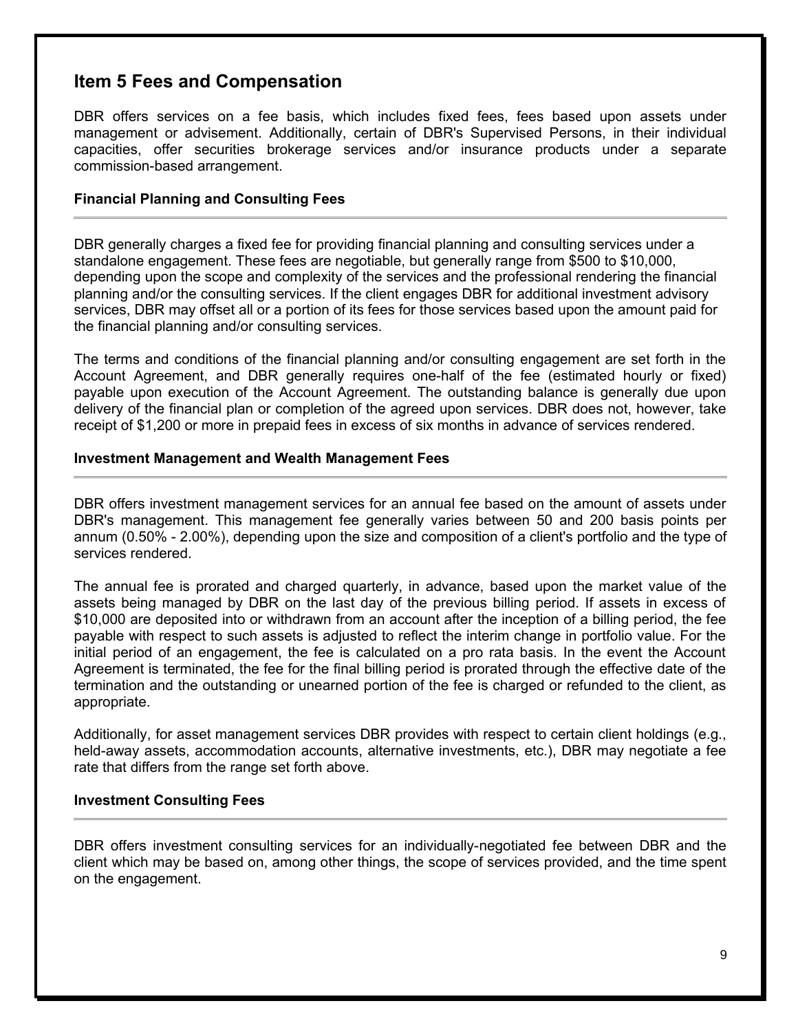## Item 5 Fees and Compensation

DBR offers services on a fee basis, which includes fixed fees, fees based upon assets under management or advisement. Additionally, certain of DBR's Supervised Persons, in their individual capacities, offer securities brokerage services and/or insurance products under a separate commission-based arrangement.

### Financial Planning and Consulting Fees

DBR generally charges a fixed fee for providing financial planning and consulting services under a standalone engagement. These fees are negotiable, but generally range from $500 to $10,000, depending upon the scope and complexity of the services and the professional rendering the financial planning and/or the consulting services. If the client engages DBR for additional investment advisory services, DBR may offset all or a portion of its fees for those services based upon the amount paid for the financial planning and/or consulting services.

The terms and conditions of the financial planning and/or consulting engagement are set forth in the Account Agreement, and DBR generally requires one-half of the fee (estimated hourly or fixed) payable upon execution of the Account Agreement. The outstanding balance is generally due upon delivery of the financial plan or completion of the agreed upon services. DBR does not, however, take receipt of $1,200 or more in prepaid fees in excess of six months in advance of services rendered.

### Investment Management and Wealth Management Fees

DBR offers investment management services for an annual fee based on the amount of assets under DBR's management. This management fee generally varies between 50 and 200 basis points per annum (0.50% - 2.00%), depending upon the size and composition of a client's portfolio and the type of services rendered.

The annual fee is prorated and charged quarterly, in advance, based upon the market value of the assets being managed by DBR on the last day of the previous billing period. If assets in excess of $10,000 are deposited into or withdrawn from an account after the inception of a billing period, the fee payable with respect to such assets is adjusted to reflect the interim change in portfolio value. For the initial period of an engagement, the fee is calculated on a pro rata basis. In the event the Account Agreement is terminated, the fee for the final billing period is prorated through the effective date of the termination and the outstanding or unearned portion of the fee is charged or refunded to the client, as appropriate.

Additionally, for asset management services DBR provides with respect to certain client holdings (e.g., held-away assets, accommodation accounts, alternative investments, etc.), DBR may negotiate a fee rate that differs from the range set forth above.

### Investment Consulting Fees

DBR offers investment consulting services for an individually-negotiated fee between DBR and the client which may be based on, among other things, the scope of services provided, and the time spent on the engagement.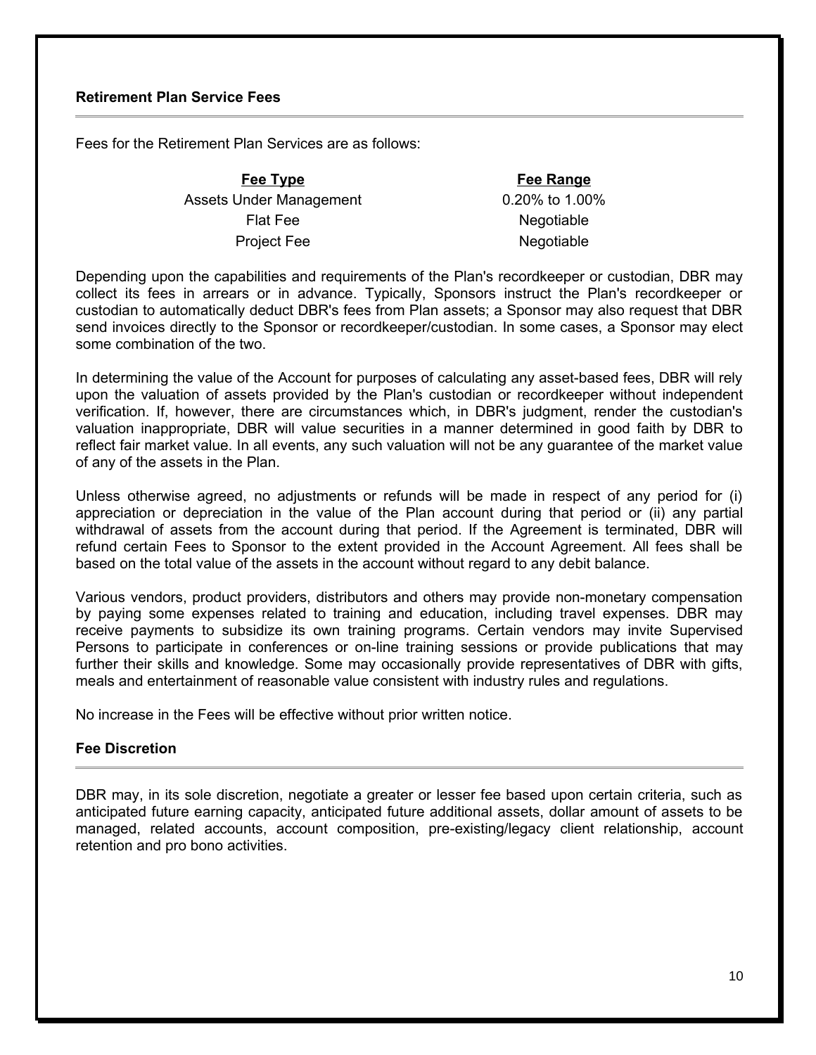### Retirement Plan Service Fees

Fees for the Retirement Plan Services are as follows:

| Fee Type | Fee Range |
|---|---|
| Assets Under Management | 0.20% to 1.00% |
| Flat Fee | Negotiable |
| Project Fee | Negotiable |

Depending upon the capabilities and requirements of the Plan's recordkeeper or custodian, DBR may collect its fees in arrears or in advance. Typically, Sponsors instruct the Plan's recordkeeper or custodian to automatically deduct DBR's fees from Plan assets; a Sponsor may also request that DBR send invoices directly to the Sponsor or recordkeeper/custodian. In some cases, a Sponsor may elect some combination of the two.

In determining the value of the Account for purposes of calculating any asset-based fees, DBR will rely upon the valuation of assets provided by the Plan's custodian or recordkeeper without independent verification. If, however, there are circumstances which, in DBR's judgment, render the custodian's valuation inappropriate, DBR will value securities in a manner determined in good faith by DBR to reflect fair market value. In all events, any such valuation will not be any guarantee of the market value of any of the assets in the Plan.

Unless otherwise agreed, no adjustments or refunds will be made in respect of any period for (i) appreciation or depreciation in the value of the Plan account during that period or (ii) any partial withdrawal of assets from the account during that period. If the Agreement is terminated, DBR will refund certain Fees to Sponsor to the extent provided in the Account Agreement. All fees shall be based on the total value of the assets in the account without regard to any debit balance.

Various vendors, product providers, distributors and others may provide non-monetary compensation by paying some expenses related to training and education, including travel expenses. DBR may receive payments to subsidize its own training programs. Certain vendors may invite Supervised Persons to participate in conferences or on-line training sessions or provide publications that may further their skills and knowledge. Some may occasionally provide representatives of DBR with gifts, meals and entertainment of reasonable value consistent with industry rules and regulations.

No increase in the Fees will be effective without prior written notice.

### Fee Discretion

DBR may, in its sole discretion, negotiate a greater or lesser fee based upon certain criteria, such as anticipated future earning capacity, anticipated future additional assets, dollar amount of assets to be managed, related accounts, account composition, pre-existing/legacy client relationship, account retention and pro bono activities.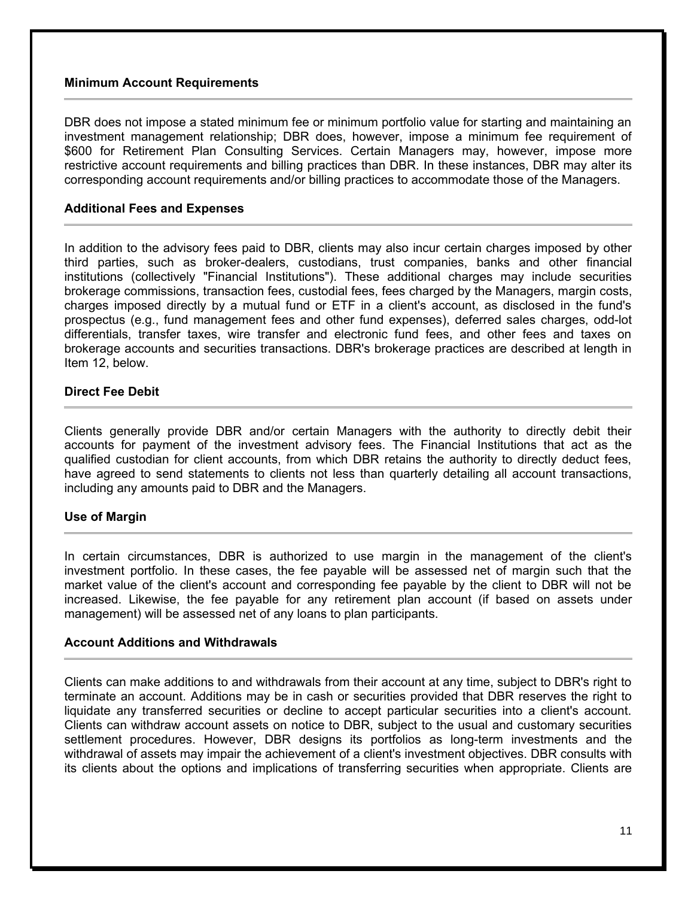### Minimum Account Requirements

DBR does not impose a stated minimum fee or minimum portfolio value for starting and maintaining an investment management relationship; DBR does, however, impose a minimum fee requirement of $600 for Retirement Plan Consulting Services. Certain Managers may, however, impose more restrictive account requirements and billing practices than DBR. In these instances, DBR may alter its corresponding account requirements and/or billing practices to accommodate those of the Managers.

### Additional Fees and Expenses

In addition to the advisory fees paid to DBR, clients may also incur certain charges imposed by other third parties, such as broker-dealers, custodians, trust companies, banks and other financial institutions (collectively "Financial Institutions"). These additional charges may include securities brokerage commissions, transaction fees, custodial fees, fees charged by the Managers, margin costs, charges imposed directly by a mutual fund or ETF in a client's account, as disclosed in the fund's prospectus (e.g., fund management fees and other fund expenses), deferred sales charges, odd-lot differentials, transfer taxes, wire transfer and electronic fund fees, and other fees and taxes on brokerage accounts and securities transactions. DBR's brokerage practices are described at length in Item 12, below.

### Direct Fee Debit

Clients generally provide DBR and/or certain Managers with the authority to directly debit their accounts for payment of the investment advisory fees. The Financial Institutions that act as the qualified custodian for client accounts, from which DBR retains the authority to directly deduct fees, have agreed to send statements to clients not less than quarterly detailing all account transactions, including any amounts paid to DBR and the Managers.

### Use of Margin

In certain circumstances, DBR is authorized to use margin in the management of the client's investment portfolio. In these cases, the fee payable will be assessed net of margin such that the market value of the client's account and corresponding fee payable by the client to DBR will not be increased. Likewise, the fee payable for any retirement plan account (if based on assets under management) will be assessed net of any loans to plan participants.

### Account Additions and Withdrawals

Clients can make additions to and withdrawals from their account at any time, subject to DBR's right to terminate an account. Additions may be in cash or securities provided that DBR reserves the right to liquidate any transferred securities or decline to accept particular securities into a client's account. Clients can withdraw account assets on notice to DBR, subject to the usual and customary securities settlement procedures. However, DBR designs its portfolios as long-term investments and the withdrawal of assets may impair the achievement of a client's investment objectives. DBR consults with its clients about the options and implications of transferring securities when appropriate. Clients are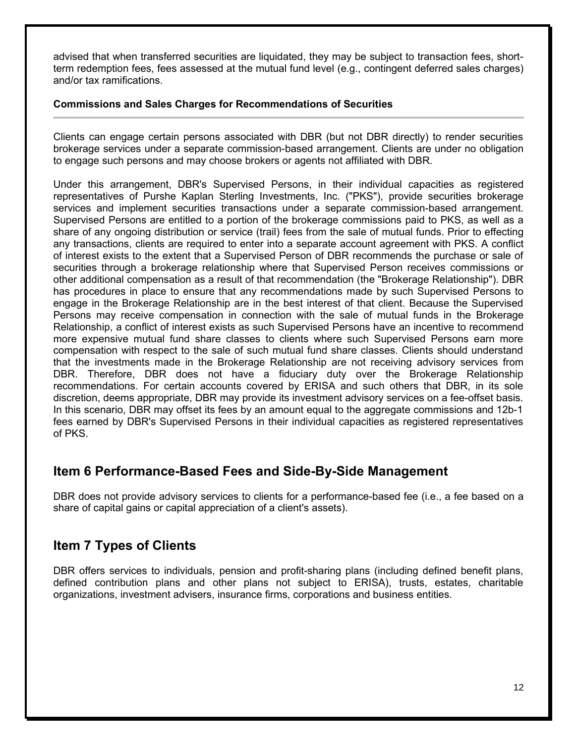advised that when transferred securities are liquidated, they may be subject to transaction fees, short-term redemption fees, fees assessed at the mutual fund level (e.g., contingent deferred sales charges) and/or tax ramifications.

**Commissions and Sales Charges for Recommendations of Securities**

---

Clients can engage certain persons associated with DBR (but not DBR directly) to render securities brokerage services under a separate commission-based arrangement. Clients are under no obligation to engage such persons and may choose brokers or agents not affiliated with DBR.

Under this arrangement, DBR's Supervised Persons, in their individual capacities as registered representatives of Purshe Kaplan Sterling Investments, Inc. ("PKS"), provide securities brokerage services and implement securities transactions under a separate commission-based arrangement. Supervised Persons are entitled to a portion of the brokerage commissions paid to PKS, as well as a share of any ongoing distribution or service (trail) fees from the sale of mutual funds. Prior to effecting any transactions, clients are required to enter into a separate account agreement with PKS. A conflict of interest exists to the extent that a Supervised Person of DBR recommends the purchase or sale of securities through a brokerage relationship where that Supervised Person receives commissions or other additional compensation as a result of that recommendation (the "Brokerage Relationship"). DBR has procedures in place to ensure that any recommendations made by such Supervised Persons to engage in the Brokerage Relationship are in the best interest of that client. Because the Supervised Persons may receive compensation in connection with the sale of mutual funds in the Brokerage Relationship, a conflict of interest exists as such Supervised Persons have an incentive to recommend more expensive mutual fund share classes to clients where such Supervised Persons earn more compensation with respect to the sale of such mutual fund share classes. Clients should understand that the investments made in the Brokerage Relationship are not receiving advisory services from DBR. Therefore, DBR does not have a fiduciary duty over the Brokerage Relationship recommendations. For certain accounts covered by ERISA and such others that DBR, in its sole discretion, deems appropriate, DBR may provide its investment advisory services on a fee-offset basis. In this scenario, DBR may offset its fees by an amount equal to the aggregate commissions and 12b-1 fees earned by DBR's Supervised Persons in their individual capacities as registered representatives of PKS.

## Item 6 Performance-Based Fees and Side-By-Side Management

DBR does not provide advisory services to clients for a performance-based fee (i.e., a fee based on a share of capital gains or capital appreciation of a client's assets).

## Item 7 Types of Clients

DBR offers services to individuals, pension and profit-sharing plans (including defined benefit plans, defined contribution plans and other plans not subject to ERISA), trusts, estates, charitable organizations, investment advisers, insurance firms, corporations and business entities.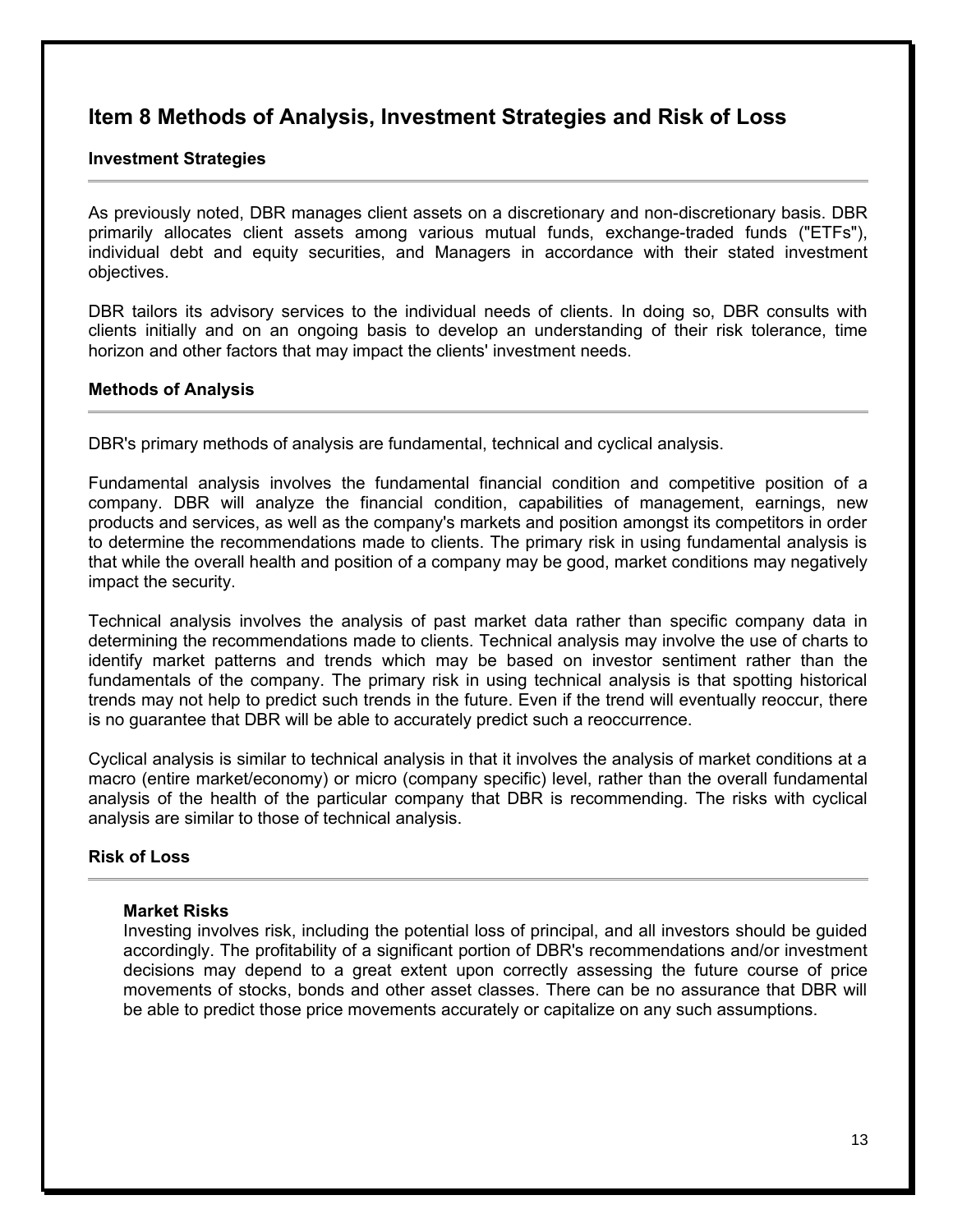## Item 8 Methods of Analysis, Investment Strategies and Risk of Loss

### Investment Strategies

As previously noted, DBR manages client assets on a discretionary and non-discretionary basis. DBR primarily allocates client assets among various mutual funds, exchange-traded funds ("ETFs"), individual debt and equity securities, and Managers in accordance with their stated investment objectives.

DBR tailors its advisory services to the individual needs of clients. In doing so, DBR consults with clients initially and on an ongoing basis to develop an understanding of their risk tolerance, time horizon and other factors that may impact the clients' investment needs.

### Methods of Analysis

DBR's primary methods of analysis are fundamental, technical and cyclical analysis.

Fundamental analysis involves the fundamental financial condition and competitive position of a company. DBR will analyze the financial condition, capabilities of management, earnings, new products and services, as well as the company's markets and position amongst its competitors in order to determine the recommendations made to clients. The primary risk in using fundamental analysis is that while the overall health and position of a company may be good, market conditions may negatively impact the security.

Technical analysis involves the analysis of past market data rather than specific company data in determining the recommendations made to clients. Technical analysis may involve the use of charts to identify market patterns and trends which may be based on investor sentiment rather than the fundamentals of the company. The primary risk in using technical analysis is that spotting historical trends may not help to predict such trends in the future. Even if the trend will eventually reoccur, there is no guarantee that DBR will be able to accurately predict such a reoccurrence.

Cyclical analysis is similar to technical analysis in that it involves the analysis of market conditions at a macro (entire market/economy) or micro (company specific) level, rather than the overall fundamental analysis of the health of the particular company that DBR is recommending. The risks with cyclical analysis are similar to those of technical analysis.

### Risk of Loss

**Market Risks**

Investing involves risk, including the potential loss of principal, and all investors should be guided accordingly. The profitability of a significant portion of DBR's recommendations and/or investment decisions may depend to a great extent upon correctly assessing the future course of price movements of stocks, bonds and other asset classes. There can be no assurance that DBR will be able to predict those price movements accurately or capitalize on any such assumptions.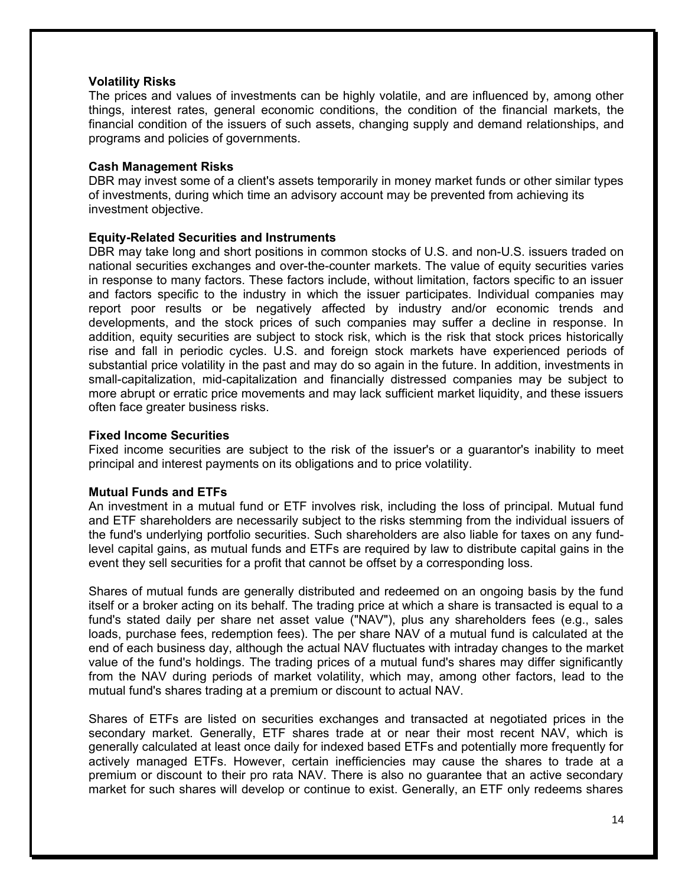**Volatility Risks**
The prices and values of investments can be highly volatile, and are influenced by, among other things, interest rates, general economic conditions, the condition of the financial markets, the financial condition of the issuers of such assets, changing supply and demand relationships, and programs and policies of governments.

**Cash Management Risks**
DBR may invest some of a client's assets temporarily in money market funds or other similar types of investments, during which time an advisory account may be prevented from achieving its investment objective.

**Equity-Related Securities and Instruments**
DBR may take long and short positions in common stocks of U.S. and non-U.S. issuers traded on national securities exchanges and over-the-counter markets. The value of equity securities varies in response to many factors. These factors include, without limitation, factors specific to an issuer and factors specific to the industry in which the issuer participates. Individual companies may report poor results or be negatively affected by industry and/or economic trends and developments, and the stock prices of such companies may suffer a decline in response. In addition, equity securities are subject to stock risk, which is the risk that stock prices historically rise and fall in periodic cycles. U.S. and foreign stock markets have experienced periods of substantial price volatility in the past and may do so again in the future. In addition, investments in small-capitalization, mid-capitalization and financially distressed companies may be subject to more abrupt or erratic price movements and may lack sufficient market liquidity, and these issuers often face greater business risks.

**Fixed Income Securities**
Fixed income securities are subject to the risk of the issuer's or a guarantor's inability to meet principal and interest payments on its obligations and to price volatility.

**Mutual Funds and ETFs**
An investment in a mutual fund or ETF involves risk, including the loss of principal. Mutual fund and ETF shareholders are necessarily subject to the risks stemming from the individual issuers of the fund's underlying portfolio securities. Such shareholders are also liable for taxes on any fund-level capital gains, as mutual funds and ETFs are required by law to distribute capital gains in the event they sell securities for a profit that cannot be offset by a corresponding loss.

Shares of mutual funds are generally distributed and redeemed on an ongoing basis by the fund itself or a broker acting on its behalf. The trading price at which a share is transacted is equal to a fund's stated daily per share net asset value ("NAV"), plus any shareholders fees (e.g., sales loads, purchase fees, redemption fees). The per share NAV of a mutual fund is calculated at the end of each business day, although the actual NAV fluctuates with intraday changes to the market value of the fund's holdings. The trading prices of a mutual fund's shares may differ significantly from the NAV during periods of market volatility, which may, among other factors, lead to the mutual fund's shares trading at a premium or discount to actual NAV.

Shares of ETFs are listed on securities exchanges and transacted at negotiated prices in the secondary market. Generally, ETF shares trade at or near their most recent NAV, which is generally calculated at least once daily for indexed based ETFs and potentially more frequently for actively managed ETFs. However, certain inefficiencies may cause the shares to trade at a premium or discount to their pro rata NAV. There is also no guarantee that an active secondary market for such shares will develop or continue to exist. Generally, an ETF only redeems shares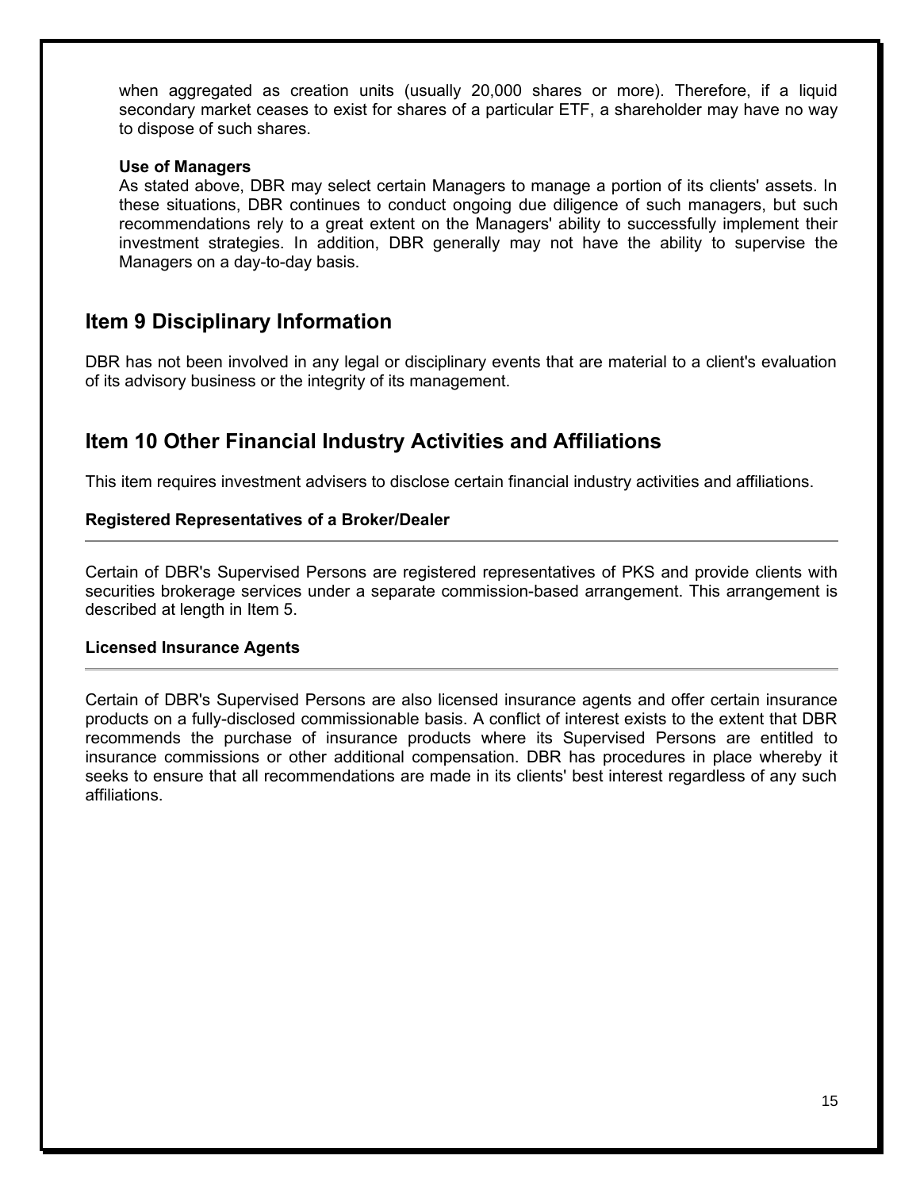when aggregated as creation units (usually 20,000 shares or more). Therefore, if a liquid secondary market ceases to exist for shares of a particular ETF, a shareholder may have no way to dispose of such shares.

**Use of Managers**

As stated above, DBR may select certain Managers to manage a portion of its clients' assets. In these situations, DBR continues to conduct ongoing due diligence of such managers, but such recommendations rely to a great extent on the Managers' ability to successfully implement their investment strategies. In addition, DBR generally may not have the ability to supervise the Managers on a day-to-day basis.

## Item 9 Disciplinary Information

DBR has not been involved in any legal or disciplinary events that are material to a client's evaluation of its advisory business or the integrity of its management.

## Item 10 Other Financial Industry Activities and Affiliations

This item requires investment advisers to disclose certain financial industry activities and affiliations.

**Registered Representatives of a Broker/Dealer**

Certain of DBR's Supervised Persons are registered representatives of PKS and provide clients with securities brokerage services under a separate commission-based arrangement. This arrangement is described at length in Item 5.

**Licensed Insurance Agents**

Certain of DBR's Supervised Persons are also licensed insurance agents and offer certain insurance products on a fully-disclosed commissionable basis. A conflict of interest exists to the extent that DBR recommends the purchase of insurance products where its Supervised Persons are entitled to insurance commissions or other additional compensation. DBR has procedures in place whereby it seeks to ensure that all recommendations are made in its clients' best interest regardless of any such affiliations.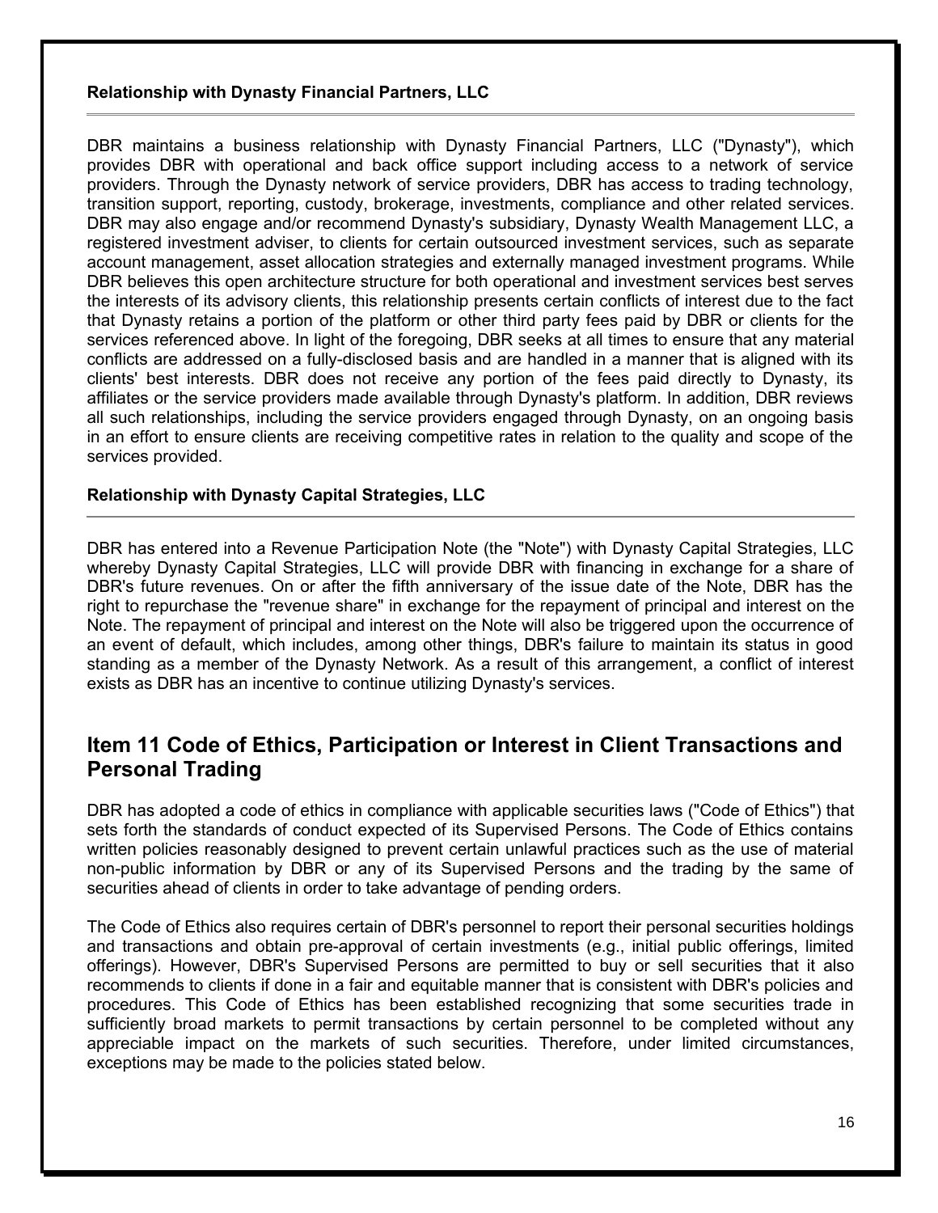### Relationship with Dynasty Financial Partners, LLC

DBR maintains a business relationship with Dynasty Financial Partners, LLC ("Dynasty"), which provides DBR with operational and back office support including access to a network of service providers. Through the Dynasty network of service providers, DBR has access to trading technology, transition support, reporting, custody, brokerage, investments, compliance and other related services. DBR may also engage and/or recommend Dynasty's subsidiary, Dynasty Wealth Management LLC, a registered investment adviser, to clients for certain outsourced investment services, such as separate account management, asset allocation strategies and externally managed investment programs. While DBR believes this open architecture structure for both operational and investment services best serves the interests of its advisory clients, this relationship presents certain conflicts of interest due to the fact that Dynasty retains a portion of the platform or other third party fees paid by DBR or clients for the services referenced above. In light of the foregoing, DBR seeks at all times to ensure that any material conflicts are addressed on a fully-disclosed basis and are handled in a manner that is aligned with its clients' best interests. DBR does not receive any portion of the fees paid directly to Dynasty, its affiliates or the service providers made available through Dynasty's platform. In addition, DBR reviews all such relationships, including the service providers engaged through Dynasty, on an ongoing basis in an effort to ensure clients are receiving competitive rates in relation to the quality and scope of the services provided.

### Relationship with Dynasty Capital Strategies, LLC

DBR has entered into a Revenue Participation Note (the "Note") with Dynasty Capital Strategies, LLC whereby Dynasty Capital Strategies, LLC will provide DBR with financing in exchange for a share of DBR's future revenues. On or after the fifth anniversary of the issue date of the Note, DBR has the right to repurchase the "revenue share" in exchange for the repayment of principal and interest on the Note. The repayment of principal and interest on the Note will also be triggered upon the occurrence of an event of default, which includes, among other things, DBR's failure to maintain its status in good standing as a member of the Dynasty Network. As a result of this arrangement, a conflict of interest exists as DBR has an incentive to continue utilizing Dynasty's services.

## Item 11 Code of Ethics, Participation or Interest in Client Transactions and Personal Trading

DBR has adopted a code of ethics in compliance with applicable securities laws ("Code of Ethics") that sets forth the standards of conduct expected of its Supervised Persons. The Code of Ethics contains written policies reasonably designed to prevent certain unlawful practices such as the use of material non-public information by DBR or any of its Supervised Persons and the trading by the same of securities ahead of clients in order to take advantage of pending orders.

The Code of Ethics also requires certain of DBR's personnel to report their personal securities holdings and transactions and obtain pre-approval of certain investments (e.g., initial public offerings, limited offerings). However, DBR's Supervised Persons are permitted to buy or sell securities that it also recommends to clients if done in a fair and equitable manner that is consistent with DBR's policies and procedures. This Code of Ethics has been established recognizing that some securities trade in sufficiently broad markets to permit transactions by certain personnel to be completed without any appreciable impact on the markets of such securities. Therefore, under limited circumstances, exceptions may be made to the policies stated below.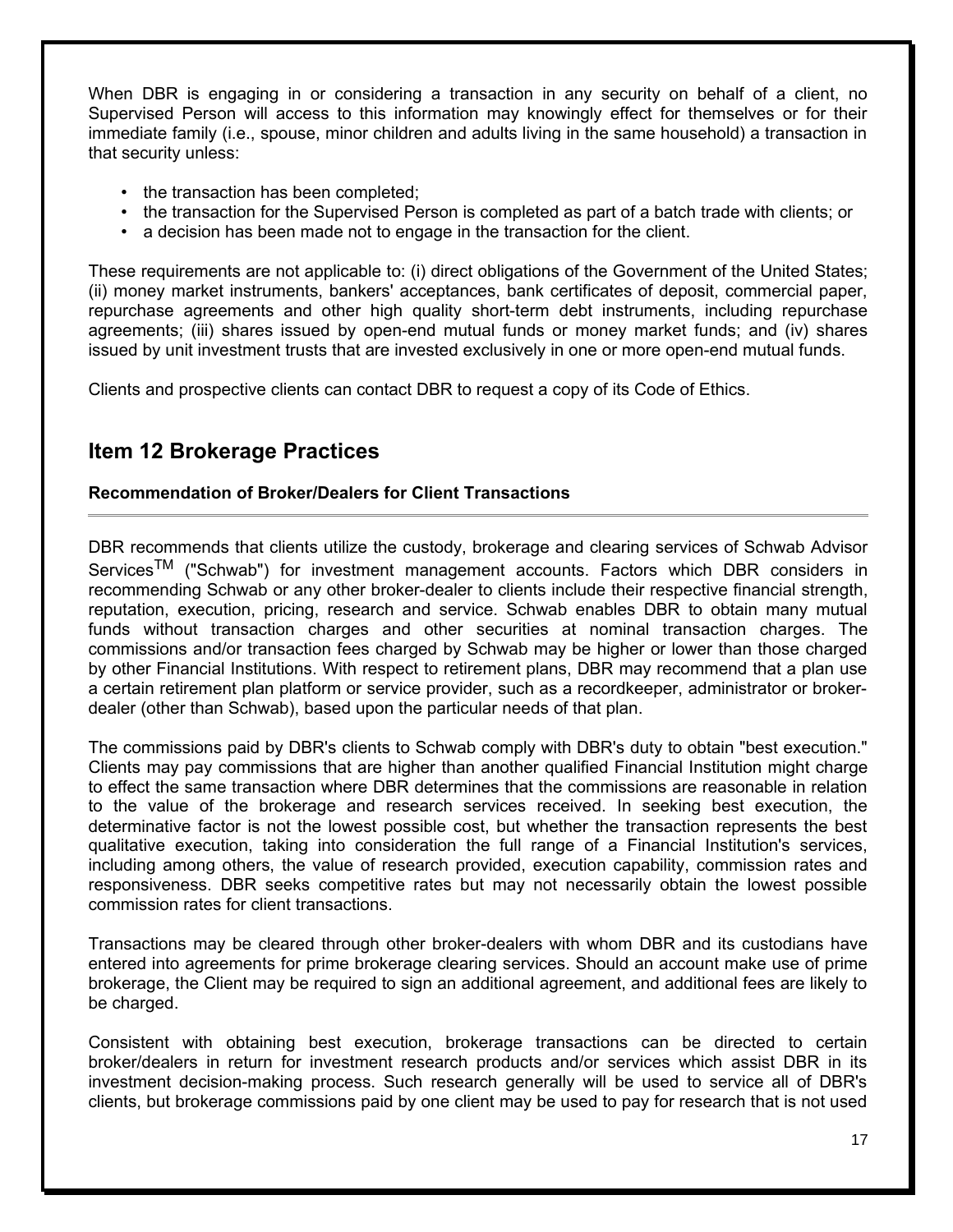When DBR is engaging in or considering a transaction in any security on behalf of a client, no Supervised Person will access to this information may knowingly effect for themselves or for their immediate family (i.e., spouse, minor children and adults living in the same household) a transaction in that security unless:

- the transaction has been completed;
- the transaction for the Supervised Person is completed as part of a batch trade with clients; or
- a decision has been made not to engage in the transaction for the client.

These requirements are not applicable to: (i) direct obligations of the Government of the United States; (ii) money market instruments, bankers' acceptances, bank certificates of deposit, commercial paper, repurchase agreements and other high quality short-term debt instruments, including repurchase agreements; (iii) shares issued by open-end mutual funds or money market funds; and (iv) shares issued by unit investment trusts that are invested exclusively in one or more open-end mutual funds.

Clients and prospective clients can contact DBR to request a copy of its Code of Ethics.

## Item 12 Brokerage Practices

### Recommendation of Broker/Dealers for Client Transactions

DBR recommends that clients utilize the custody, brokerage and clearing services of Schwab Advisor Services™ ("Schwab") for investment management accounts. Factors which DBR considers in recommending Schwab or any other broker-dealer to clients include their respective financial strength, reputation, execution, pricing, research and service. Schwab enables DBR to obtain many mutual funds without transaction charges and other securities at nominal transaction charges. The commissions and/or transaction fees charged by Schwab may be higher or lower than those charged by other Financial Institutions. With respect to retirement plans, DBR may recommend that a plan use a certain retirement plan platform or service provider, such as a recordkeeper, administrator or broker-dealer (other than Schwab), based upon the particular needs of that plan.

The commissions paid by DBR's clients to Schwab comply with DBR's duty to obtain "best execution." Clients may pay commissions that are higher than another qualified Financial Institution might charge to effect the same transaction where DBR determines that the commissions are reasonable in relation to the value of the brokerage and research services received. In seeking best execution, the determinative factor is not the lowest possible cost, but whether the transaction represents the best qualitative execution, taking into consideration the full range of a Financial Institution's services, including among others, the value of research provided, execution capability, commission rates and responsiveness. DBR seeks competitive rates but may not necessarily obtain the lowest possible commission rates for client transactions.

Transactions may be cleared through other broker-dealers with whom DBR and its custodians have entered into agreements for prime brokerage clearing services. Should an account make use of prime brokerage, the Client may be required to sign an additional agreement, and additional fees are likely to be charged.

Consistent with obtaining best execution, brokerage transactions can be directed to certain broker/dealers in return for investment research products and/or services which assist DBR in its investment decision-making process. Such research generally will be used to service all of DBR's clients, but brokerage commissions paid by one client may be used to pay for research that is not used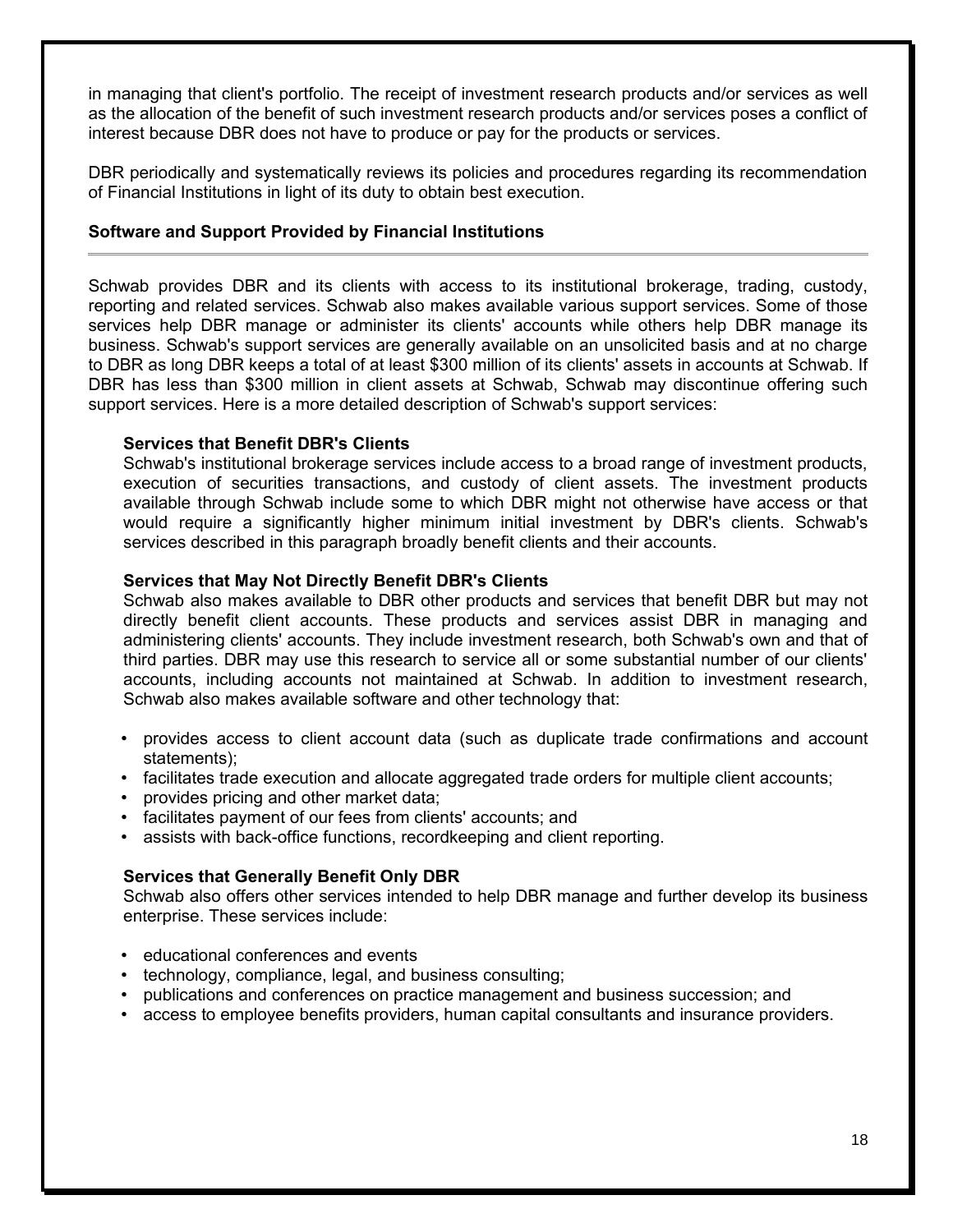in managing that client's portfolio. The receipt of investment research products and/or services as well as the allocation of the benefit of such investment research products and/or services poses a conflict of interest because DBR does not have to produce or pay for the products or services.

DBR periodically and systematically reviews its policies and procedures regarding its recommendation of Financial Institutions in light of its duty to obtain best execution.

**Software and Support Provided by Financial Institutions**

Schwab provides DBR and its clients with access to its institutional brokerage, trading, custody, reporting and related services. Schwab also makes available various support services. Some of those services help DBR manage or administer its clients' accounts while others help DBR manage its business. Schwab's support services are generally available on an unsolicited basis and at no charge to DBR as long DBR keeps a total of at least $300 million of its clients' assets in accounts at Schwab. If DBR has less than $300 million in client assets at Schwab, Schwab may discontinue offering such support services. Here is a more detailed description of Schwab's support services:

**Services that Benefit DBR's Clients**
Schwab's institutional brokerage services include access to a broad range of investment products, execution of securities transactions, and custody of client assets. The investment products available through Schwab include some to which DBR might not otherwise have access or that would require a significantly higher minimum initial investment by DBR's clients. Schwab's services described in this paragraph broadly benefit clients and their accounts.

**Services that May Not Directly Benefit DBR's Clients**
Schwab also makes available to DBR other products and services that benefit DBR but may not directly benefit client accounts. These products and services assist DBR in managing and administering clients' accounts. They include investment research, both Schwab's own and that of third parties. DBR may use this research to service all or some substantial number of our clients' accounts, including accounts not maintained at Schwab. In addition to investment research, Schwab also makes available software and other technology that:

- provides access to client account data (such as duplicate trade confirmations and account statements);
- facilitates trade execution and allocate aggregated trade orders for multiple client accounts;
- provides pricing and other market data;
- facilitates payment of our fees from clients' accounts; and
- assists with back-office functions, recordkeeping and client reporting.

**Services that Generally Benefit Only DBR**
Schwab also offers other services intended to help DBR manage and further develop its business enterprise. These services include:

- educational conferences and events
- technology, compliance, legal, and business consulting;
- publications and conferences on practice management and business succession; and
- access to employee benefits providers, human capital consultants and insurance providers.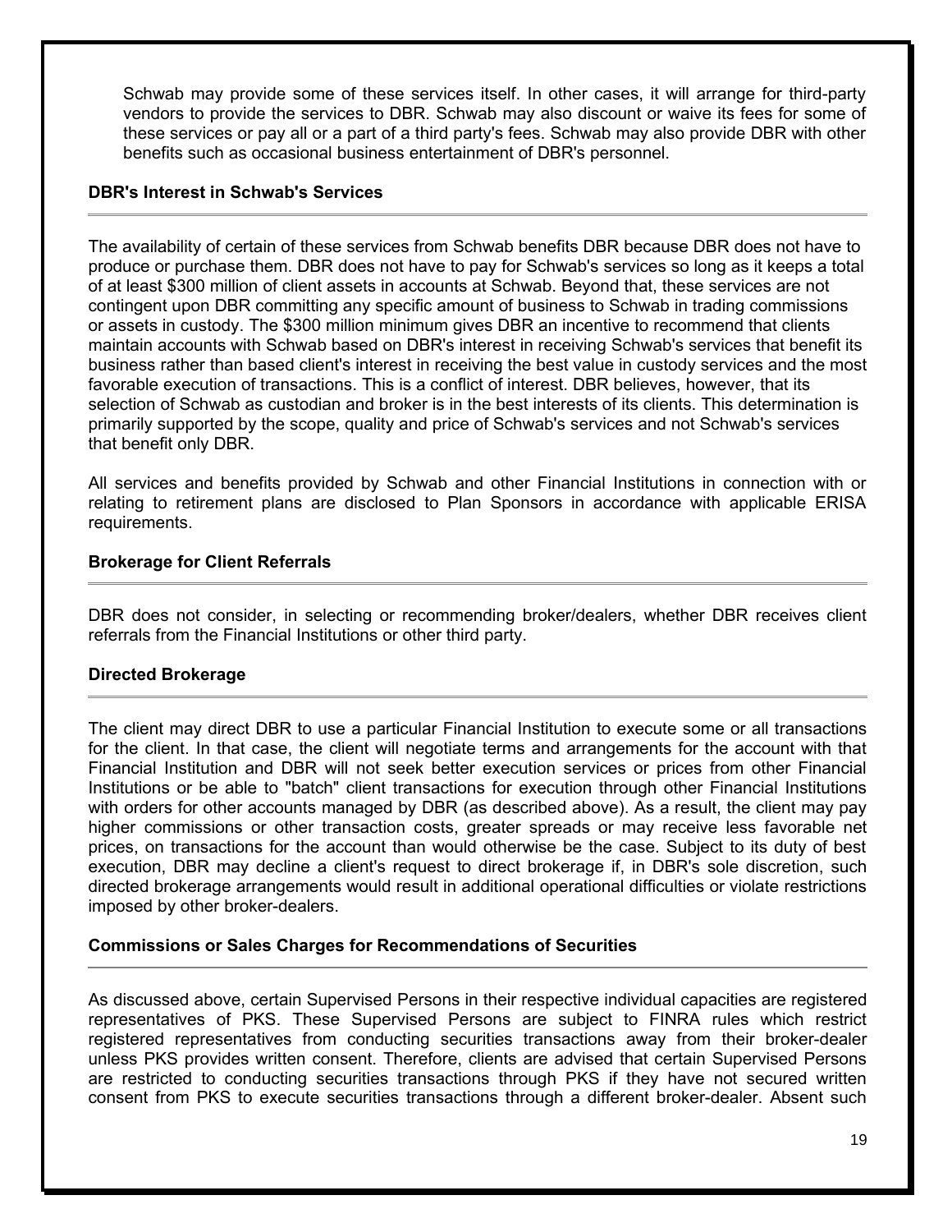Schwab may provide some of these services itself. In other cases, it will arrange for third-party vendors to provide the services to DBR. Schwab may also discount or waive its fees for some of these services or pay all or a part of a third party's fees. Schwab may also provide DBR with other benefits such as occasional business entertainment of DBR's personnel.

### DBR's Interest in Schwab's Services

The availability of certain of these services from Schwab benefits DBR because DBR does not have to produce or purchase them. DBR does not have to pay for Schwab's services so long as it keeps a total of at least $300 million of client assets in accounts at Schwab. Beyond that, these services are not contingent upon DBR committing any specific amount of business to Schwab in trading commissions or assets in custody. The $300 million minimum gives DBR an incentive to recommend that clients maintain accounts with Schwab based on DBR's interest in receiving Schwab's services that benefit its business rather than based client's interest in receiving the best value in custody services and the most favorable execution of transactions. This is a conflict of interest. DBR believes, however, that its selection of Schwab as custodian and broker is in the best interests of its clients. This determination is primarily supported by the scope, quality and price of Schwab's services and not Schwab's services that benefit only DBR.

All services and benefits provided by Schwab and other Financial Institutions in connection with or relating to retirement plans are disclosed to Plan Sponsors in accordance with applicable ERISA requirements.

### Brokerage for Client Referrals

DBR does not consider, in selecting or recommending broker/dealers, whether DBR receives client referrals from the Financial Institutions or other third party.

### Directed Brokerage

The client may direct DBR to use a particular Financial Institution to execute some or all transactions for the client. In that case, the client will negotiate terms and arrangements for the account with that Financial Institution and DBR will not seek better execution services or prices from other Financial Institutions or be able to "batch" client transactions for execution through other Financial Institutions with orders for other accounts managed by DBR (as described above). As a result, the client may pay higher commissions or other transaction costs, greater spreads or may receive less favorable net prices, on transactions for the account than would otherwise be the case. Subject to its duty of best execution, DBR may decline a client's request to direct brokerage if, in DBR's sole discretion, such directed brokerage arrangements would result in additional operational difficulties or violate restrictions imposed by other broker-dealers.

### Commissions or Sales Charges for Recommendations of Securities

As discussed above, certain Supervised Persons in their respective individual capacities are registered representatives of PKS. These Supervised Persons are subject to FINRA rules which restrict registered representatives from conducting securities transactions away from their broker-dealer unless PKS provides written consent. Therefore, clients are advised that certain Supervised Persons are restricted to conducting securities transactions through PKS if they have not secured written consent from PKS to execute securities transactions through a different broker-dealer. Absent such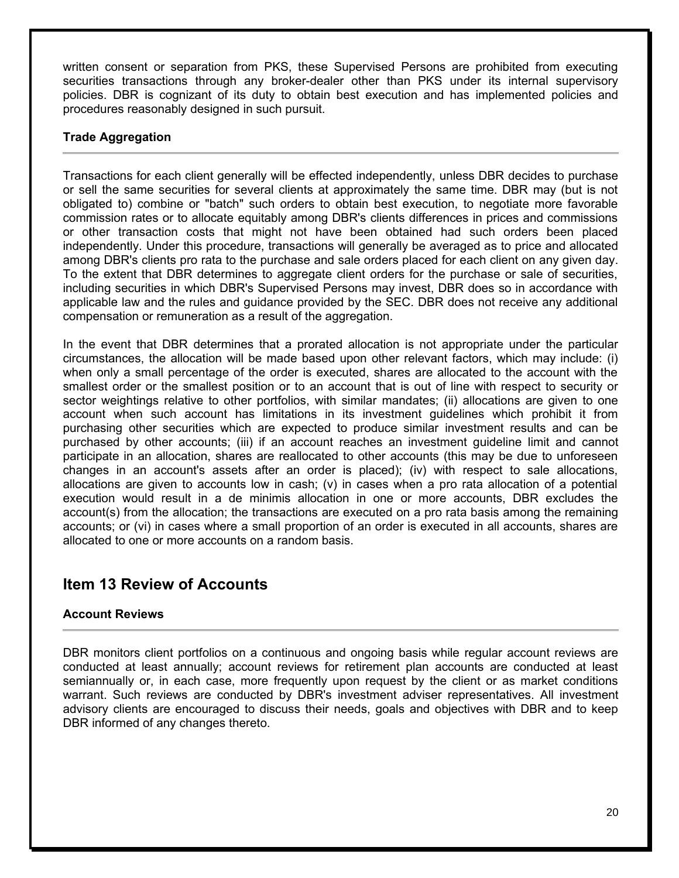written consent or separation from PKS, these Supervised Persons are prohibited from executing securities transactions through any broker-dealer other than PKS under its internal supervisory policies. DBR is cognizant of its duty to obtain best execution and has implemented policies and procedures reasonably designed in such pursuit.

### Trade Aggregation

Transactions for each client generally will be effected independently, unless DBR decides to purchase or sell the same securities for several clients at approximately the same time. DBR may (but is not obligated to) combine or "batch" such orders to obtain best execution, to negotiate more favorable commission rates or to allocate equitably among DBR's clients differences in prices and commissions or other transaction costs that might not have been obtained had such orders been placed independently. Under this procedure, transactions will generally be averaged as to price and allocated among DBR's clients pro rata to the purchase and sale orders placed for each client on any given day. To the extent that DBR determines to aggregate client orders for the purchase or sale of securities, including securities in which DBR's Supervised Persons may invest, DBR does so in accordance with applicable law and the rules and guidance provided by the SEC. DBR does not receive any additional compensation or remuneration as a result of the aggregation.

In the event that DBR determines that a prorated allocation is not appropriate under the particular circumstances, the allocation will be made based upon other relevant factors, which may include: (i) when only a small percentage of the order is executed, shares are allocated to the account with the smallest order or the smallest position or to an account that is out of line with respect to security or sector weightings relative to other portfolios, with similar mandates; (ii) allocations are given to one account when such account has limitations in its investment guidelines which prohibit it from purchasing other securities which are expected to produce similar investment results and can be purchased by other accounts; (iii) if an account reaches an investment guideline limit and cannot participate in an allocation, shares are reallocated to other accounts (this may be due to unforeseen changes in an account's assets after an order is placed); (iv) with respect to sale allocations, allocations are given to accounts low in cash; (v) in cases when a pro rata allocation of a potential execution would result in a de minimis allocation in one or more accounts, DBR excludes the account(s) from the allocation; the transactions are executed on a pro rata basis among the remaining accounts; or (vi) in cases where a small proportion of an order is executed in all accounts, shares are allocated to one or more accounts on a random basis.

## Item 13 Review of Accounts

### Account Reviews

DBR monitors client portfolios on a continuous and ongoing basis while regular account reviews are conducted at least annually; account reviews for retirement plan accounts are conducted at least semiannually or, in each case, more frequently upon request by the client or as market conditions warrant. Such reviews are conducted by DBR's investment adviser representatives. All investment advisory clients are encouraged to discuss their needs, goals and objectives with DBR and to keep DBR informed of any changes thereto.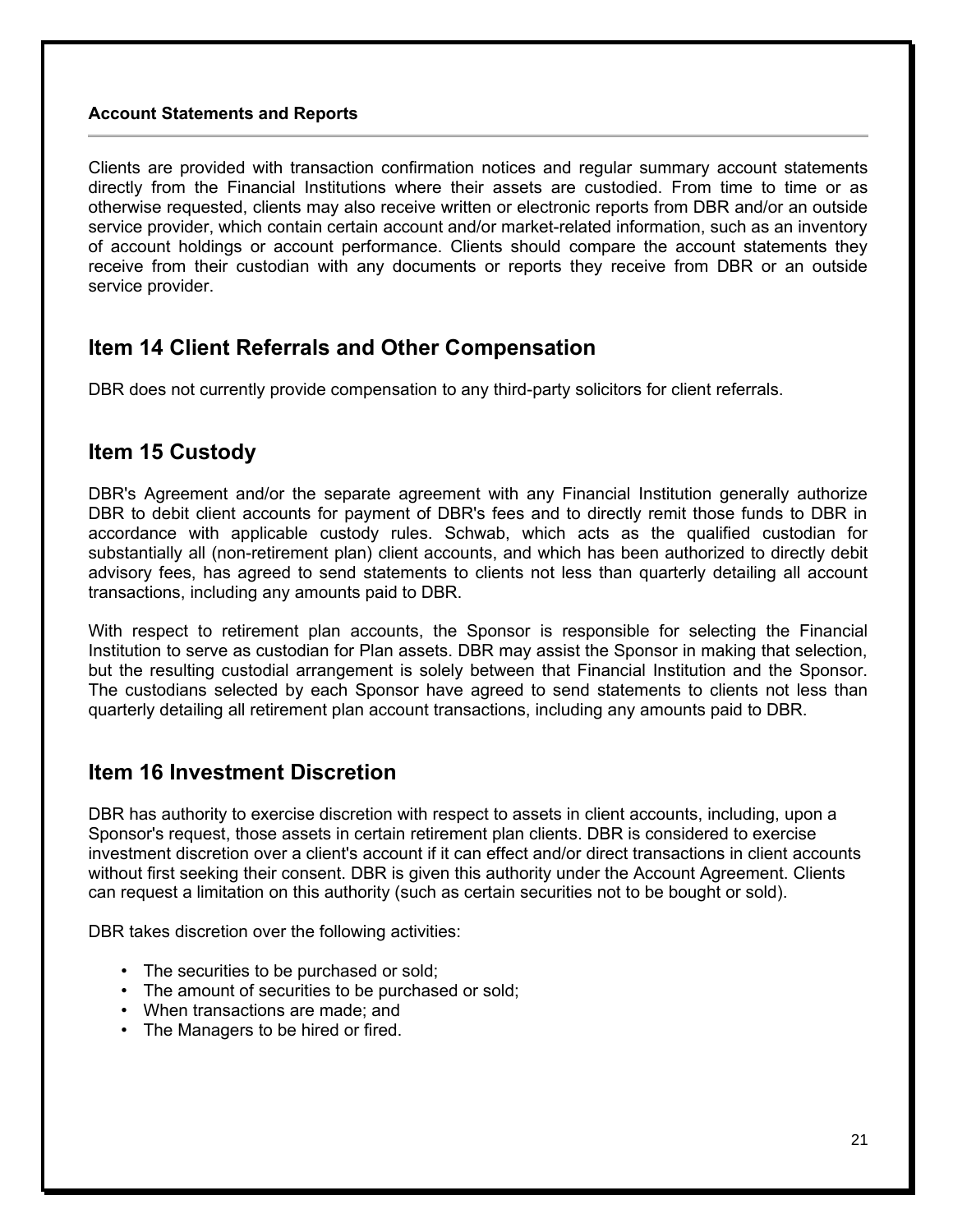### Account Statements and Reports

Clients are provided with transaction confirmation notices and regular summary account statements directly from the Financial Institutions where their assets are custodied. From time to time or as otherwise requested, clients may also receive written or electronic reports from DBR and/or an outside service provider, which contain certain account and/or market-related information, such as an inventory of account holdings or account performance. Clients should compare the account statements they receive from their custodian with any documents or reports they receive from DBR or an outside service provider.

## Item 14 Client Referrals and Other Compensation

DBR does not currently provide compensation to any third-party solicitors for client referrals.

## Item 15 Custody

DBR's Agreement and/or the separate agreement with any Financial Institution generally authorize DBR to debit client accounts for payment of DBR's fees and to directly remit those funds to DBR in accordance with applicable custody rules. Schwab, which acts as the qualified custodian for substantially all (non-retirement plan) client accounts, and which has been authorized to directly debit advisory fees, has agreed to send statements to clients not less than quarterly detailing all account transactions, including any amounts paid to DBR.

With respect to retirement plan accounts, the Sponsor is responsible for selecting the Financial Institution to serve as custodian for Plan assets. DBR may assist the Sponsor in making that selection, but the resulting custodial arrangement is solely between that Financial Institution and the Sponsor. The custodians selected by each Sponsor have agreed to send statements to clients not less than quarterly detailing all retirement plan account transactions, including any amounts paid to DBR.

## Item 16 Investment Discretion

DBR has authority to exercise discretion with respect to assets in client accounts, including, upon a Sponsor's request, those assets in certain retirement plan clients. DBR is considered to exercise investment discretion over a client's account if it can effect and/or direct transactions in client accounts without first seeking their consent. DBR is given this authority under the Account Agreement. Clients can request a limitation on this authority (such as certain securities not to be bought or sold).

DBR takes discretion over the following activities:

- The securities to be purchased or sold;
- The amount of securities to be purchased or sold;
- When transactions are made; and
- The Managers to be hired or fired.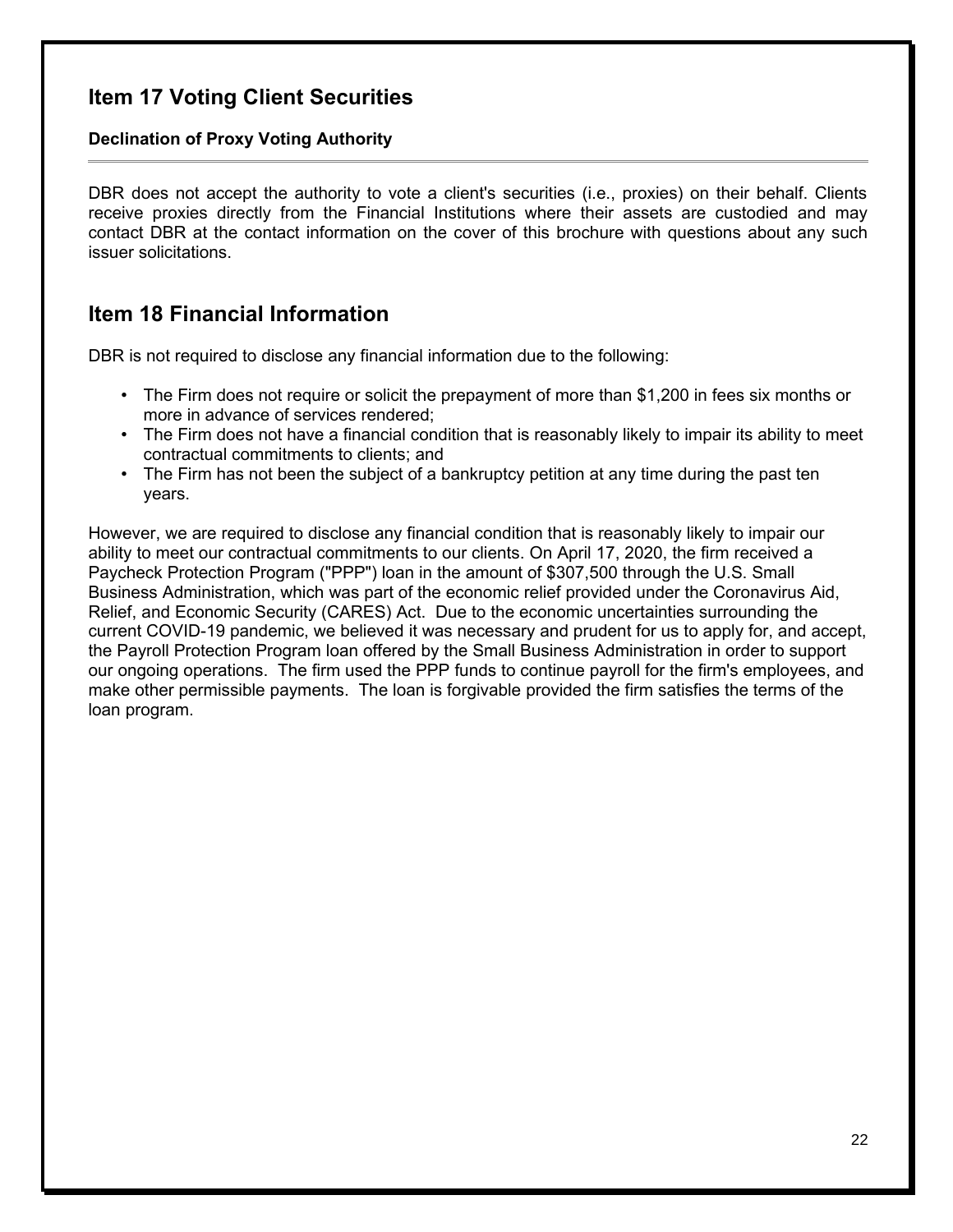## Item 17 Voting Client Securities

### Declination of Proxy Voting Authority

DBR does not accept the authority to vote a client's securities (i.e., proxies) on their behalf. Clients receive proxies directly from the Financial Institutions where their assets are custodied and may contact DBR at the contact information on the cover of this brochure with questions about any such issuer solicitations.

## Item 18 Financial Information

DBR is not required to disclose any financial information due to the following:

- The Firm does not require or solicit the prepayment of more than $1,200 in fees six months or more in advance of services rendered;
- The Firm does not have a financial condition that is reasonably likely to impair its ability to meet contractual commitments to clients; and
- The Firm has not been the subject of a bankruptcy petition at any time during the past ten years.

However, we are required to disclose any financial condition that is reasonably likely to impair our ability to meet our contractual commitments to our clients. On April 17, 2020, the firm received a Paycheck Protection Program ("PPP") loan in the amount of $307,500 through the U.S. Small Business Administration, which was part of the economic relief provided under the Coronavirus Aid, Relief, and Economic Security (CARES) Act. Due to the economic uncertainties surrounding the current COVID-19 pandemic, we believed it was necessary and prudent for us to apply for, and accept, the Payroll Protection Program loan offered by the Small Business Administration in order to support our ongoing operations. The firm used the PPP funds to continue payroll for the firm's employees, and make other permissible payments. The loan is forgivable provided the firm satisfies the terms of the loan program.